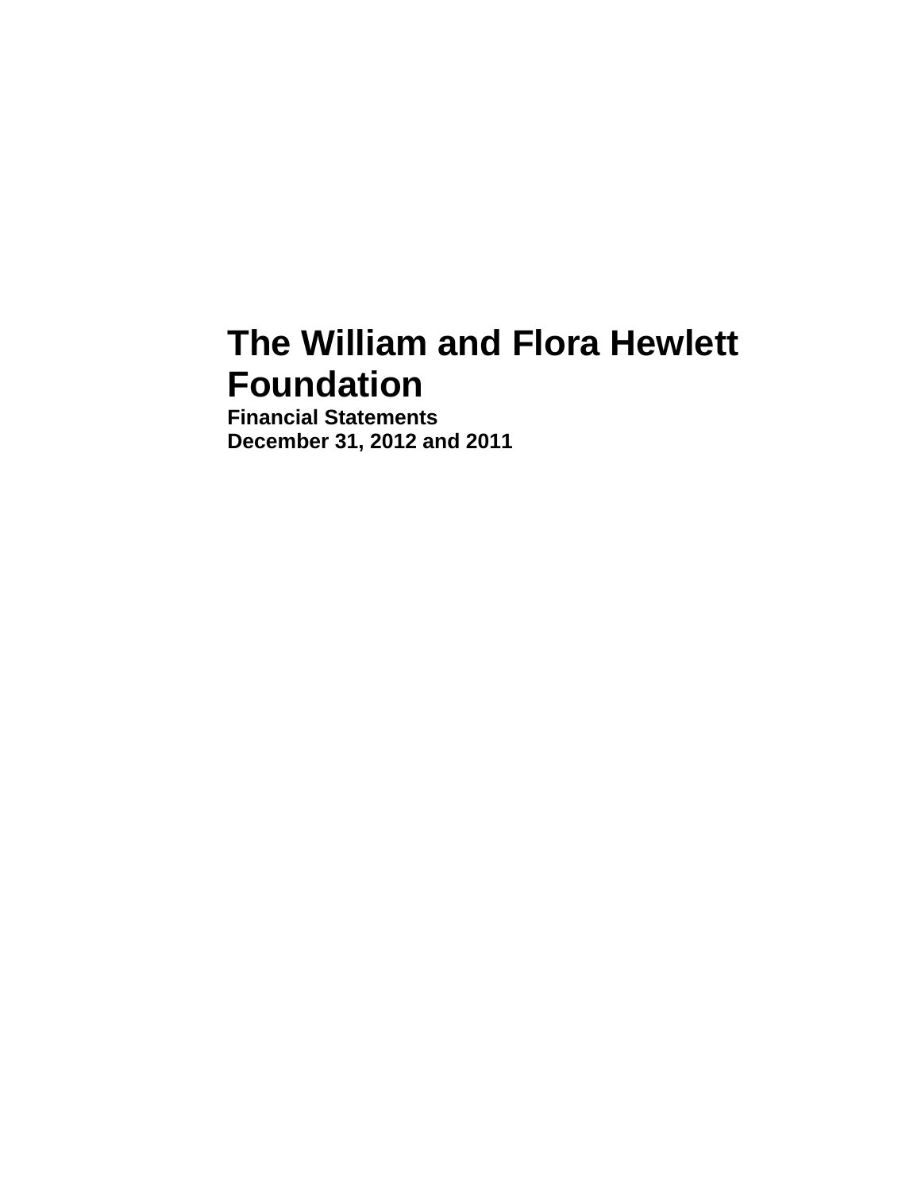# The William and Flora Hewlett Foundation

**Financial Statements**
**December 31, 2012 and 2011**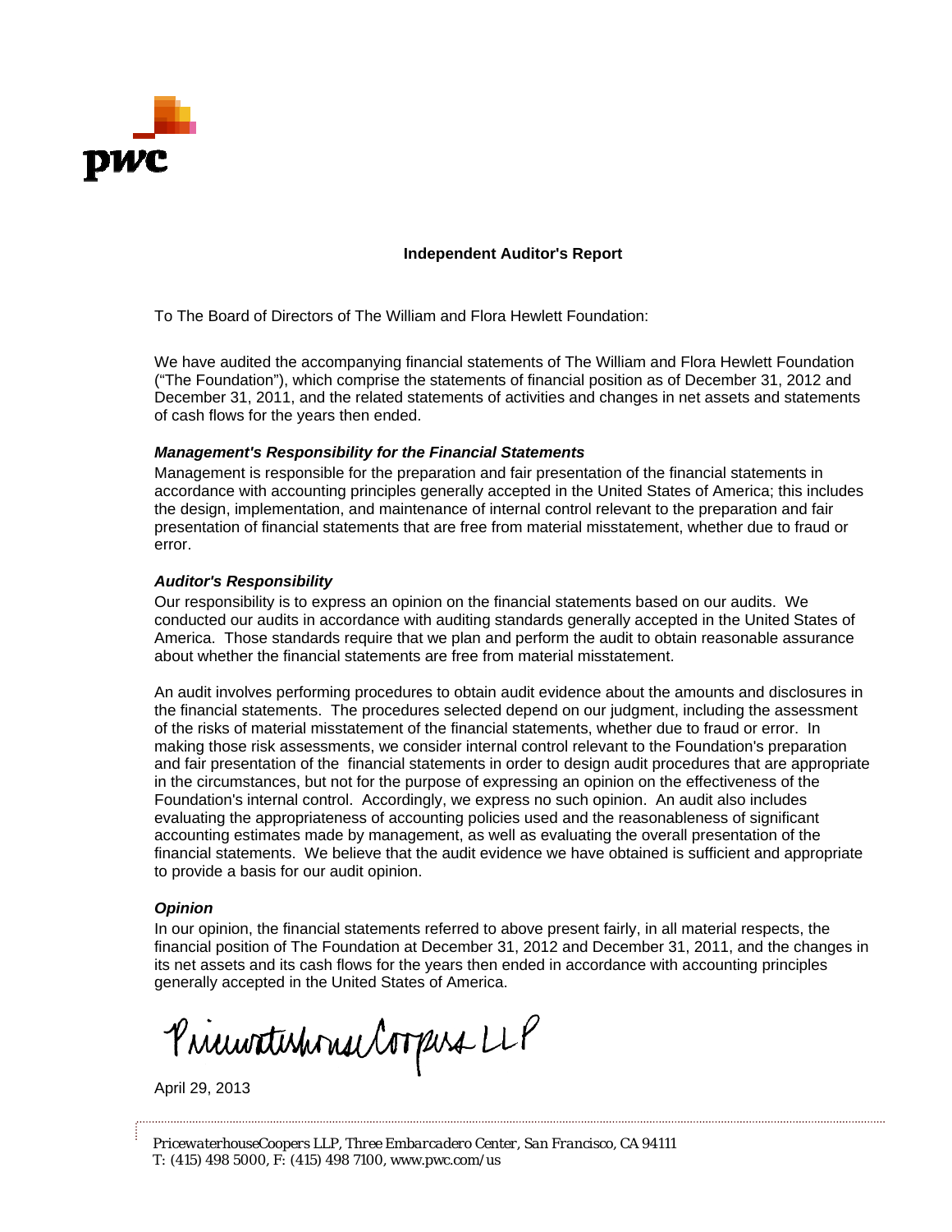## Independent Auditor's Report

To The Board of Directors of The William and Flora Hewlett Foundation:

We have audited the accompanying financial statements of The William and Flora Hewlett Foundation ("The Foundation"), which comprise the statements of financial position as of December 31, 2012 and December 31, 2011, and the related statements of activities and changes in net assets and statements of cash flows for the years then ended.

### *Management's Responsibility for the Financial Statements*

Management is responsible for the preparation and fair presentation of the financial statements in accordance with accounting principles generally accepted in the United States of America; this includes the design, implementation, and maintenance of internal control relevant to the preparation and fair presentation of financial statements that are free from material misstatement, whether due to fraud or error.

### *Auditor's Responsibility*

Our responsibility is to express an opinion on the financial statements based on our audits. We conducted our audits in accordance with auditing standards generally accepted in the United States of America. Those standards require that we plan and perform the audit to obtain reasonable assurance about whether the financial statements are free from material misstatement.

An audit involves performing procedures to obtain audit evidence about the amounts and disclosures in the financial statements. The procedures selected depend on our judgment, including the assessment of the risks of material misstatement of the financial statements, whether due to fraud or error. In making those risk assessments, we consider internal control relevant to the Foundation's preparation and fair presentation of the financial statements in order to design audit procedures that are appropriate in the circumstances, but not for the purpose of expressing an opinion on the effectiveness of the Foundation's internal control. Accordingly, we express no such opinion. An audit also includes evaluating the appropriateness of accounting policies used and the reasonableness of significant accounting estimates made by management, as well as evaluating the overall presentation of the financial statements. We believe that the audit evidence we have obtained is sufficient and appropriate to provide a basis for our audit opinion.

### *Opinion*

In our opinion, the financial statements referred to above present fairly, in all material respects, the financial position of The Foundation at December 31, 2012 and December 31, 2011, and the changes in its net assets and its cash flows for the years then ended in accordance with accounting principles generally accepted in the United States of America.

PricewaterhouseCoopers LLP

April 29, 2013

*PricewaterhouseCoopers LLP, Three Embarcadero Center, San Francisco, CA 94111*
*T: (415) 498 5000, F: (415) 498 7100, www.pwc.com/us*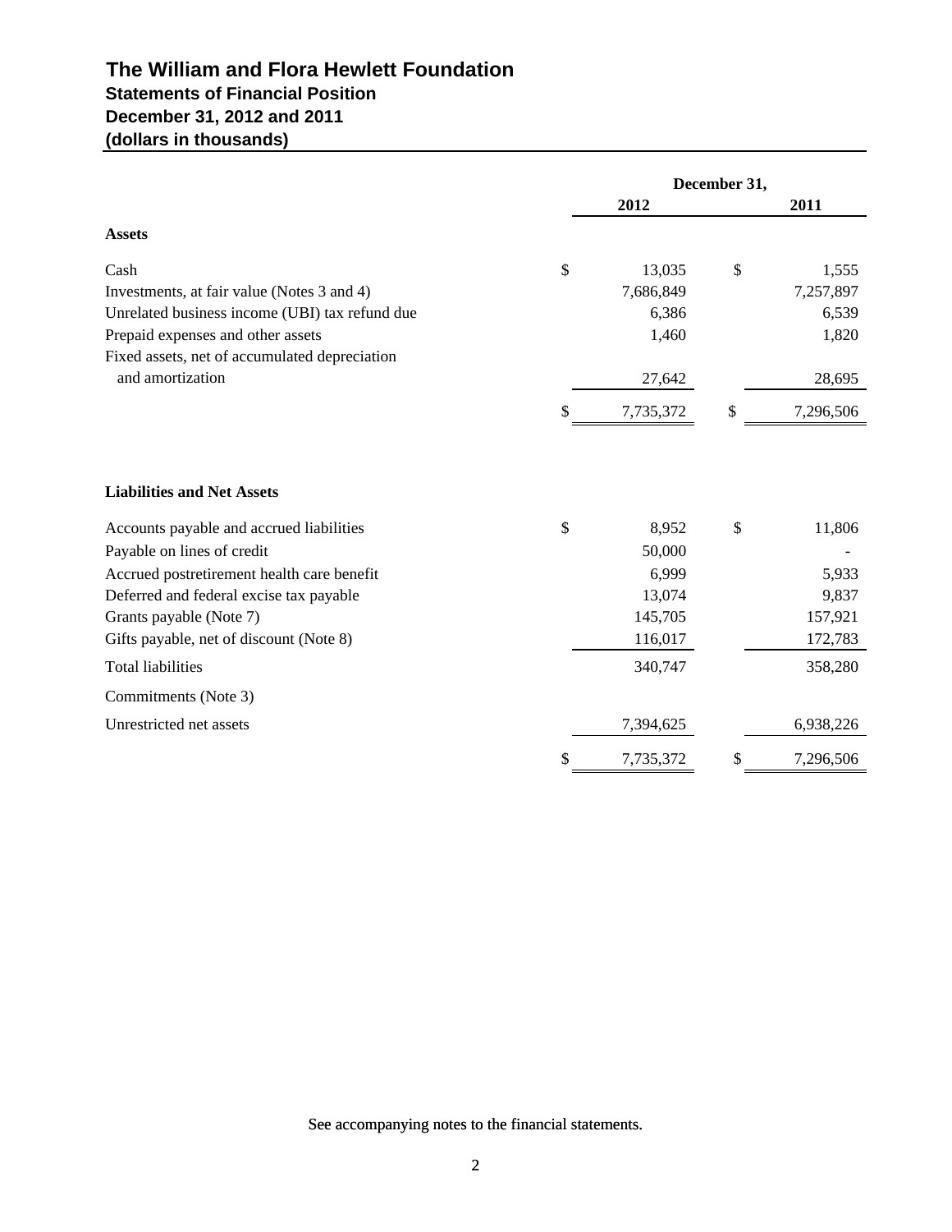# The William and Flora Hewlett Foundation

## Statements of Financial Position

## December 31, 2012 and 2011

## (dollars in thousands)

| | December 31, | |
|---|---|---|
| | 2012 | 2011 |
| **Assets** | | |
| Cash | $ 13,035 | $ 1,555 |
| Investments, at fair value (Notes 3 and 4) | 7,686,849 | 7,257,897 |
| Unrelated business income (UBI) tax refund due | 6,386 | 6,539 |
| Prepaid expenses and other assets | 1,460 | 1,820 |
| Fixed assets, net of accumulated depreciation and amortization | 27,642 | 28,695 |
| | $ 7,735,372 | $ 7,296,506 |
| **Liabilities and Net Assets** | | |
| Accounts payable and accrued liabilities | $ 8,952 | $ 11,806 |
| Payable on lines of credit | 50,000 | - |
| Accrued postretirement health care benefit | 6,999 | 5,933 |
| Deferred and federal excise tax payable | 13,074 | 9,837 |
| Grants payable (Note 7) | 145,705 | 157,921 |
| Gifts payable, net of discount (Note 8) | 116,017 | 172,783 |
| Total liabilities | 340,747 | 358,280 |
| Commitments (Note 3) | | |
| Unrestricted net assets | 7,394,625 | 6,938,226 |
| | $ 7,735,372 | $ 7,296,506 |

See accompanying notes to the financial statements.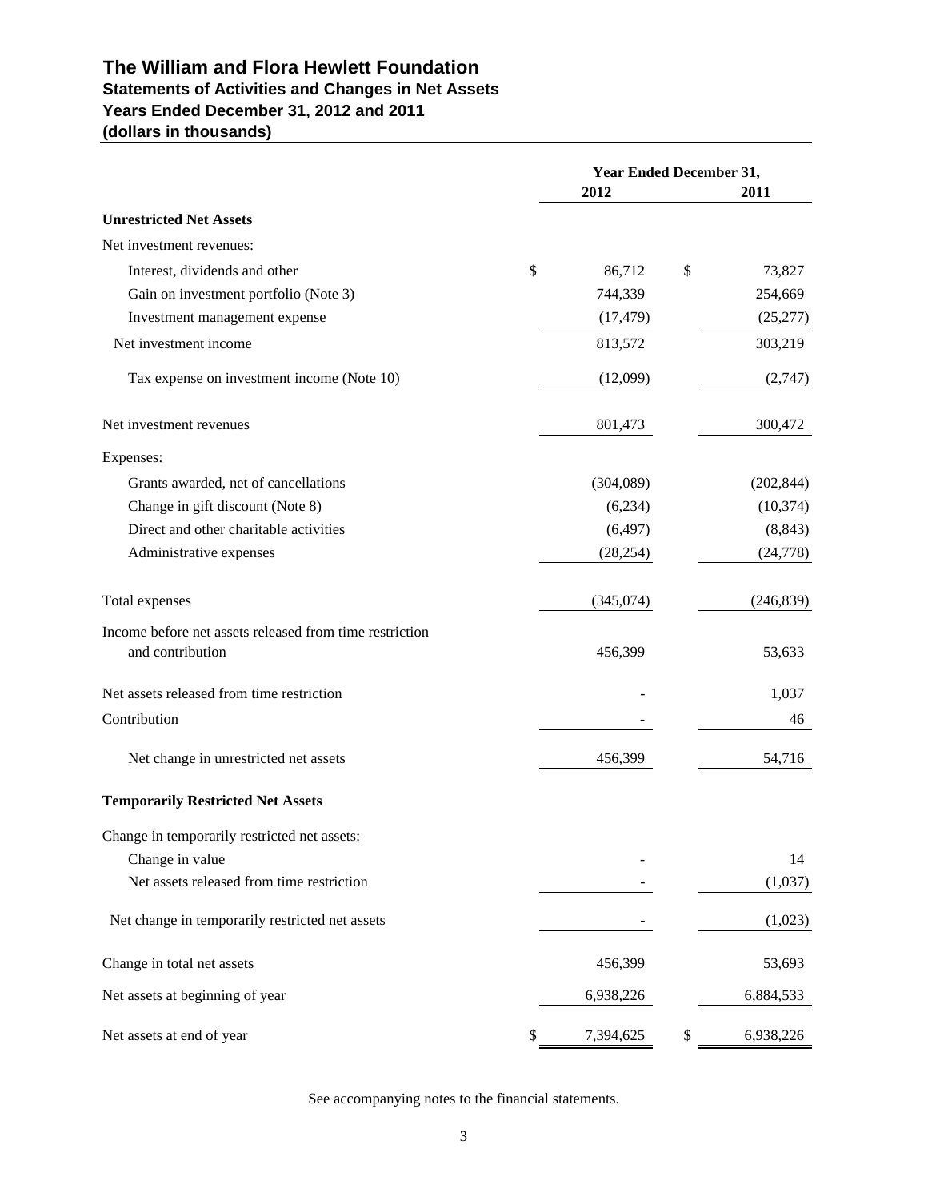# The William and Flora Hewlett Foundation
## Statements of Activities and Changes in Net Assets
## Years Ended December 31, 2012 and 2011
## (dollars in thousands)

| | Year Ended December 31, 2012 | Year Ended December 31, 2011 |
|---|---|---|
| **Unrestricted Net Assets** | | |
| Net investment revenues: | | |
| Interest, dividends and other | $ 86,712 | $ 73,827 |
| Gain on investment portfolio (Note 3) | 744,339 | 254,669 |
| Investment management expense | (17,479) | (25,277) |
| Net investment income | 813,572 | 303,219 |
| Tax expense on investment income (Note 10) | (12,099) | (2,747) |
| Net investment revenues | 801,473 | 300,472 |
| Expenses: | | |
| Grants awarded, net of cancellations | (304,089) | (202,844) |
| Change in gift discount (Note 8) | (6,234) | (10,374) |
| Direct and other charitable activities | (6,497) | (8,843) |
| Administrative expenses | (28,254) | (24,778) |
| Total expenses | (345,074) | (246,839) |
| Income before net assets released from time restriction and contribution | 456,399 | 53,633 |
| Net assets released from time restriction | - | 1,037 |
| Contribution | - | 46 |
| Net change in unrestricted net assets | 456,399 | 54,716 |
| **Temporarily Restricted Net Assets** | | |
| Change in temporarily restricted net assets: | | |
| Change in value | - | 14 |
| Net assets released from time restriction | - | (1,037) |
| Net change in temporarily restricted net assets | - | (1,023) |
| Change in total net assets | 456,399 | 53,693 |
| Net assets at beginning of year | 6,938,226 | 6,884,533 |
| Net assets at end of year | $ 7,394,625 | $ 6,938,226 |

See accompanying notes to the financial statements.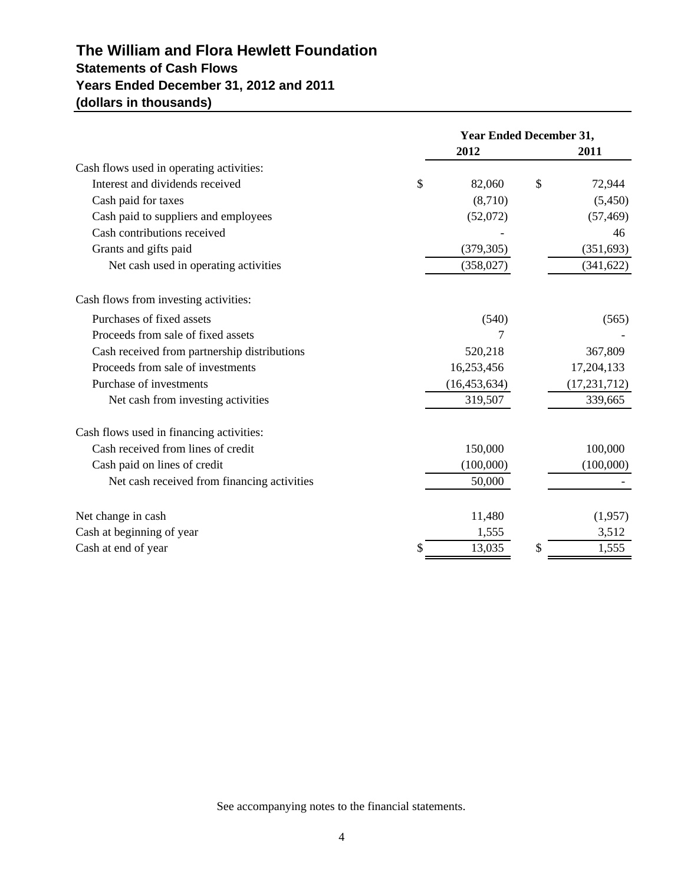# The William and Flora Hewlett Foundation
## Statements of Cash Flows
## Years Ended December 31, 2012 and 2011
## (dollars in thousands)

| | Year Ended December 31, | |
|---|---|---|
| | 2012 | 2011 |
| Cash flows used in operating activities: | | |
| Interest and dividends received | $ 82,060 | $ 72,944 |
| Cash paid for taxes | (8,710) | (5,450) |
| Cash paid to suppliers and employees | (52,072) | (57,469) |
| Cash contributions received | - | 46 |
| Grants and gifts paid | (379,305) | (351,693) |
| Net cash used in operating activities | (358,027) | (341,622) |
| Cash flows from investing activities: | | |
| Purchases of fixed assets | (540) | (565) |
| Proceeds from sale of fixed assets | 7 | - |
| Cash received from partnership distributions | 520,218 | 367,809 |
| Proceeds from sale of investments | 16,253,456 | 17,204,133 |
| Purchase of investments | (16,453,634) | (17,231,712) |
| Net cash from investing activities | 319,507 | 339,665 |
| Cash flows used in financing activities: | | |
| Cash received from lines of credit | 150,000 | 100,000 |
| Cash paid on lines of credit | (100,000) | (100,000) |
| Net cash received from financing activities | 50,000 | - |
| Net change in cash | 11,480 | (1,957) |
| Cash at beginning of year | 1,555 | 3,512 |
| Cash at end of year | $ 13,035 | $ 1,555 |

See accompanying notes to the financial statements.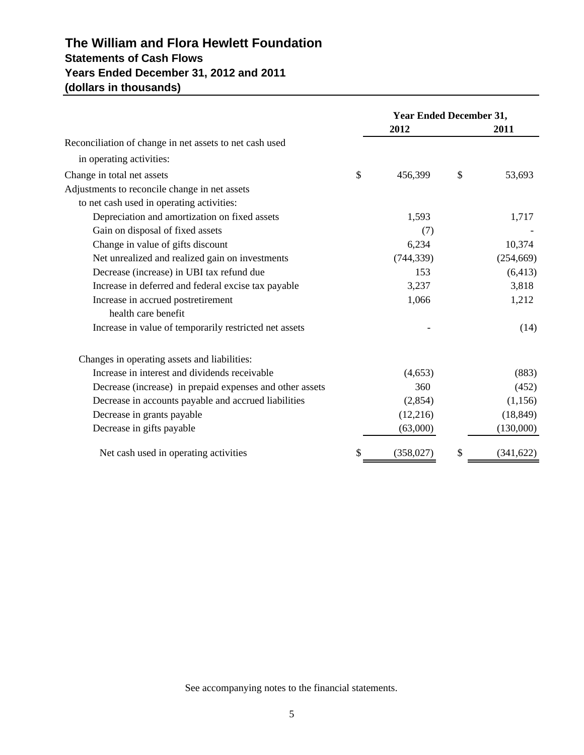# The William and Flora Hewlett Foundation
## Statements of Cash Flows
## Years Ended December 31, 2012 and 2011
## (dollars in thousands)

| | Year Ended December 31, | |
|---|---|---|
| | 2012 | 2011 |
| Reconciliation of change in net assets to net cash used in operating activities: | | |
| Change in total net assets | $ 456,399 | $ 53,693 |
| Adjustments to reconcile change in net assets to net cash used in operating activities: | | |
| Depreciation and amortization on fixed assets | 1,593 | 1,717 |
| Gain on disposal of fixed assets | (7) | - |
| Change in value of gifts discount | 6,234 | 10,374 |
| Net unrealized and realized gain on investments | (744,339) | (254,669) |
| Decrease (increase) in UBI tax refund due | 153 | (6,413) |
| Increase in deferred and federal excise tax payable | 3,237 | 3,818 |
| Increase in accrued postretirement health care benefit | 1,066 | 1,212 |
| Increase in value of temporarily restricted net assets | - | (14) |
| Changes in operating assets and liabilities: | | |
| Increase in interest and dividends receivable | (4,653) | (883) |
| Decrease (increase) in prepaid expenses and other assets | 360 | (452) |
| Decrease in accounts payable and accrued liabilities | (2,854) | (1,156) |
| Decrease in grants payable | (12,216) | (18,849) |
| Decrease in gifts payable | (63,000) | (130,000) |
| Net cash used in operating activities | $ (358,027) | $ (341,622) |

See accompanying notes to the financial statements.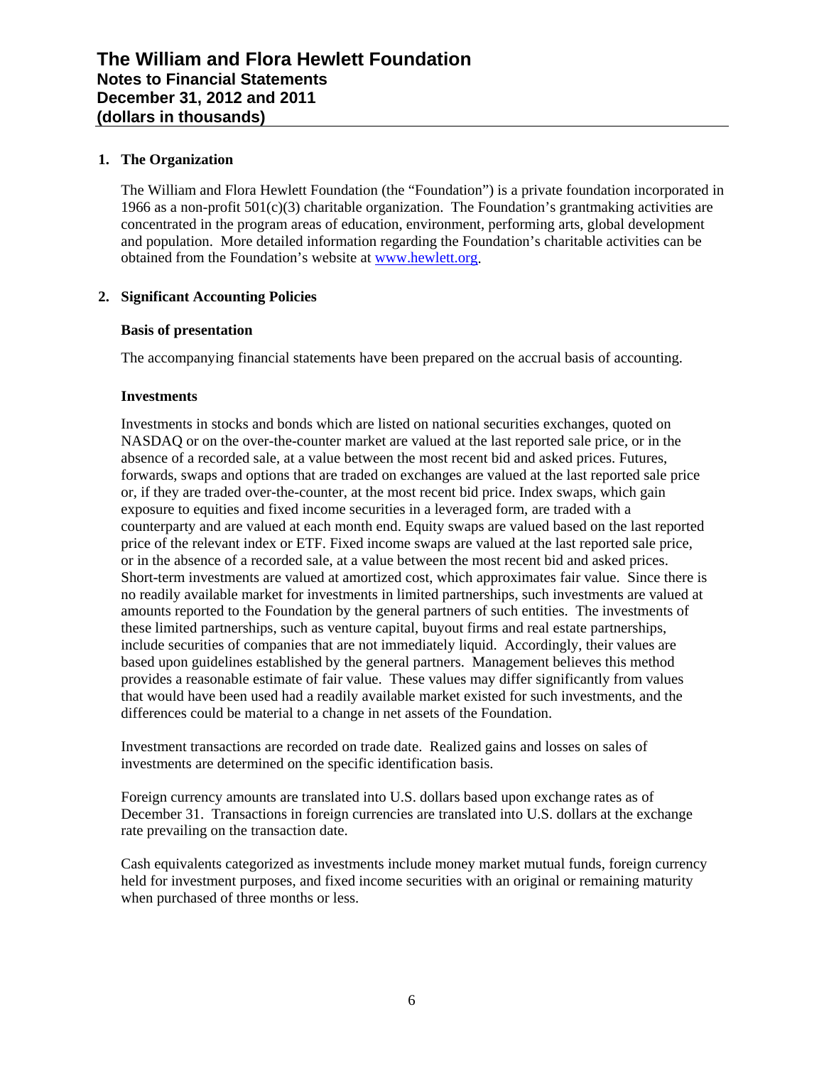# The William and Flora Hewlett Foundation
## Notes to Financial Statements
## December 31, 2012 and 2011
## (dollars in thousands)

### 1. The Organization

The William and Flora Hewlett Foundation (the "Foundation") is a private foundation incorporated in 1966 as a non-profit 501(c)(3) charitable organization. The Foundation's grantmaking activities are concentrated in the program areas of education, environment, performing arts, global development and population. More detailed information regarding the Foundation's charitable activities can be obtained from the Foundation's website at www.hewlett.org.

### 2. Significant Accounting Policies

**Basis of presentation**

The accompanying financial statements have been prepared on the accrual basis of accounting.

**Investments**

Investments in stocks and bonds which are listed on national securities exchanges, quoted on NASDAQ or on the over-the-counter market are valued at the last reported sale price, or in the absence of a recorded sale, at a value between the most recent bid and asked prices. Futures, forwards, swaps and options that are traded on exchanges are valued at the last reported sale price or, if they are traded over-the-counter, at the most recent bid price. Index swaps, which gain exposure to equities and fixed income securities in a leveraged form, are traded with a counterparty and are valued at each month end. Equity swaps are valued based on the last reported price of the relevant index or ETF. Fixed income swaps are valued at the last reported sale price, or in the absence of a recorded sale, at a value between the most recent bid and asked prices. Short-term investments are valued at amortized cost, which approximates fair value. Since there is no readily available market for investments in limited partnerships, such investments are valued at amounts reported to the Foundation by the general partners of such entities. The investments of these limited partnerships, such as venture capital, buyout firms and real estate partnerships, include securities of companies that are not immediately liquid. Accordingly, their values are based upon guidelines established by the general partners. Management believes this method provides a reasonable estimate of fair value. These values may differ significantly from values that would have been used had a readily available market existed for such investments, and the differences could be material to a change in net assets of the Foundation.

Investment transactions are recorded on trade date. Realized gains and losses on sales of investments are determined on the specific identification basis.

Foreign currency amounts are translated into U.S. dollars based upon exchange rates as of December 31. Transactions in foreign currencies are translated into U.S. dollars at the exchange rate prevailing on the transaction date.

Cash equivalents categorized as investments include money market mutual funds, foreign currency held for investment purposes, and fixed income securities with an original or remaining maturity when purchased of three months or less.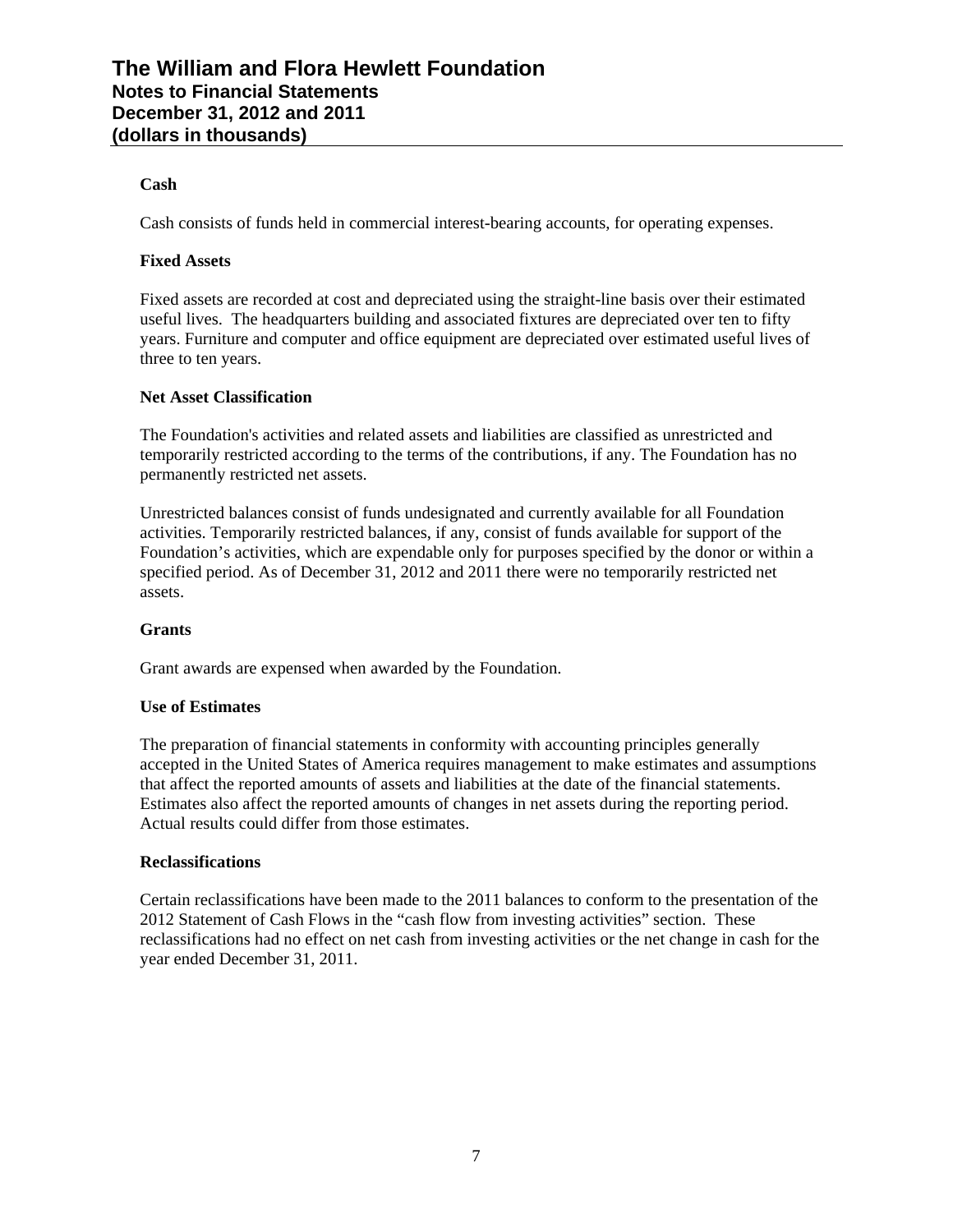### Cash

Cash consists of funds held in commercial interest-bearing accounts, for operating expenses.

### Fixed Assets

Fixed assets are recorded at cost and depreciated using the straight-line basis over their estimated useful lives. The headquarters building and associated fixtures are depreciated over ten to fifty years. Furniture and computer and office equipment are depreciated over estimated useful lives of three to ten years.

### Net Asset Classification

The Foundation's activities and related assets and liabilities are classified as unrestricted and temporarily restricted according to the terms of the contributions, if any. The Foundation has no permanently restricted net assets.

Unrestricted balances consist of funds undesignated and currently available for all Foundation activities. Temporarily restricted balances, if any, consist of funds available for support of the Foundation's activities, which are expendable only for purposes specified by the donor or within a specified period. As of December 31, 2012 and 2011 there were no temporarily restricted net assets.

### Grants

Grant awards are expensed when awarded by the Foundation.

### Use of Estimates

The preparation of financial statements in conformity with accounting principles generally accepted in the United States of America requires management to make estimates and assumptions that affect the reported amounts of assets and liabilities at the date of the financial statements. Estimates also affect the reported amounts of changes in net assets during the reporting period. Actual results could differ from those estimates.

### Reclassifications

Certain reclassifications have been made to the 2011 balances to conform to the presentation of the 2012 Statement of Cash Flows in the "cash flow from investing activities" section. These reclassifications had no effect on net cash from investing activities or the net change in cash for the year ended December 31, 2011.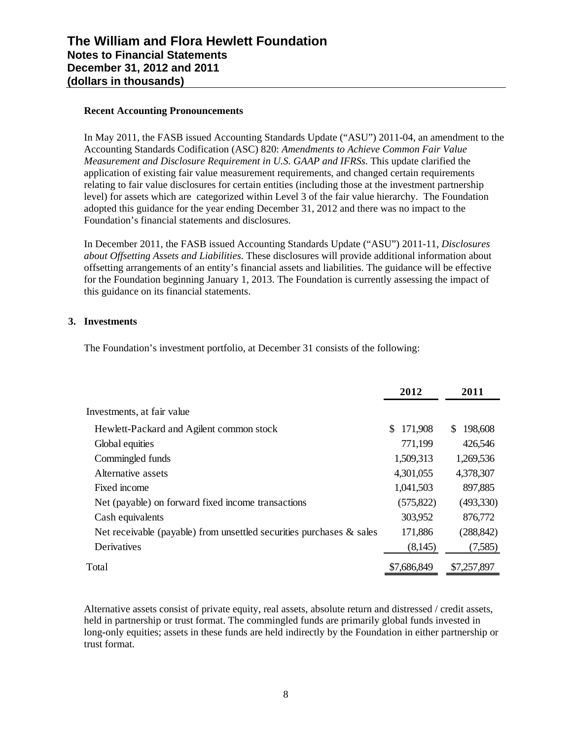### Recent Accounting Pronouncements

In May 2011, the FASB issued Accounting Standards Update ("ASU") 2011-04, an amendment to the Accounting Standards Codification (ASC) 820: *Amendments to Achieve Common Fair Value Measurement and Disclosure Requirement in U.S. GAAP and IFRSs*. This update clarified the application of existing fair value measurement requirements, and changed certain requirements relating to fair value disclosures for certain entities (including those at the investment partnership level) for assets which are categorized within Level 3 of the fair value hierarchy. The Foundation adopted this guidance for the year ending December 31, 2012 and there was no impact to the Foundation's financial statements and disclosures.

In December 2011, the FASB issued Accounting Standards Update ("ASU") 2011-11, *Disclosures about Offsetting Assets and Liabilities.* These disclosures will provide additional information about offsetting arrangements of an entity's financial assets and liabilities. The guidance will be effective for the Foundation beginning January 1, 2013. The Foundation is currently assessing the impact of this guidance on its financial statements.

## 3. Investments

The Foundation's investment portfolio, at December 31 consists of the following:

| | 2012 | 2011 |
|---|---|---|
| Investments, at fair value | | |
| Hewlett-Packard and Agilent common stock | $ 171,908 | $ 198,608 |
| Global equities | 771,199 | 426,546 |
| Commingled funds | 1,509,313 | 1,269,536 |
| Alternative assets | 4,301,055 | 4,378,307 |
| Fixed income | 1,041,503 | 897,885 |
| Net (payable) on forward fixed income transactions | (575,822) | (493,330) |
| Cash equivalents | 303,952 | 876,772 |
| Net receivable (payable) from unsettled securities purchases & sales | 171,886 | (288,842) |
| Derivatives | (8,145) | (7,585) |
| Total | $7,686,849 | $7,257,897 |

Alternative assets consist of private equity, real assets, absolute return and distressed / credit assets, held in partnership or trust format. The commingled funds are primarily global funds invested in long-only equities; assets in these funds are held indirectly by the Foundation in either partnership or trust format.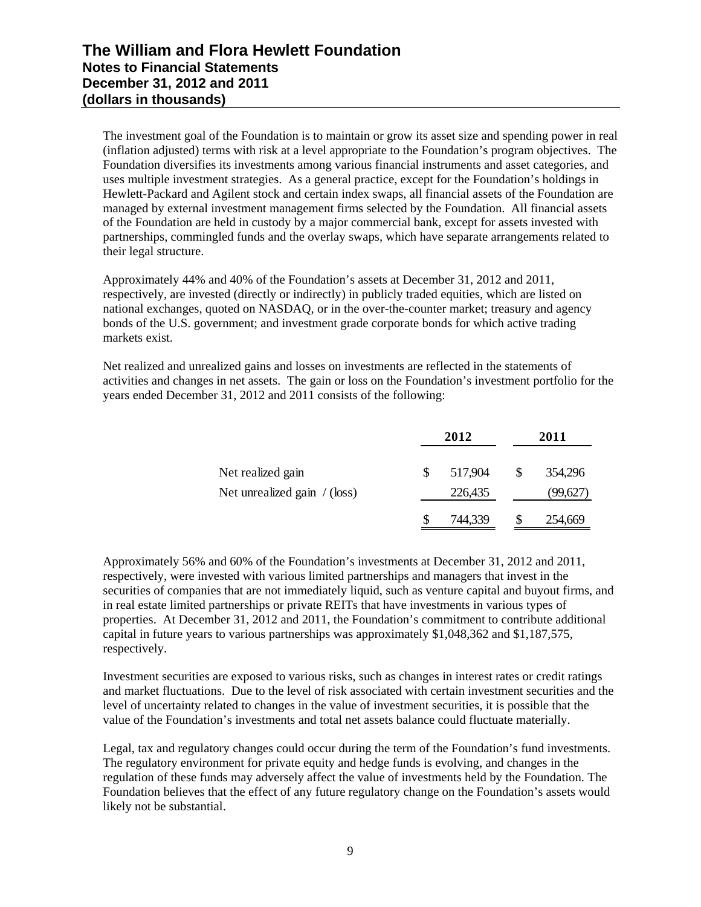The investment goal of the Foundation is to maintain or grow its asset size and spending power in real (inflation adjusted) terms with risk at a level appropriate to the Foundation's program objectives. The Foundation diversifies its investments among various financial instruments and asset categories, and uses multiple investment strategies. As a general practice, except for the Foundation's holdings in Hewlett-Packard and Agilent stock and certain index swaps, all financial assets of the Foundation are managed by external investment management firms selected by the Foundation. All financial assets of the Foundation are held in custody by a major commercial bank, except for assets invested with partnerships, commingled funds and the overlay swaps, which have separate arrangements related to their legal structure.

Approximately 44% and 40% of the Foundation's assets at December 31, 2012 and 2011, respectively, are invested (directly or indirectly) in publicly traded equities, which are listed on national exchanges, quoted on NASDAQ, or in the over-the-counter market; treasury and agency bonds of the U.S. government; and investment grade corporate bonds for which active trading markets exist.

Net realized and unrealized gains and losses on investments are reflected in the statements of activities and changes in net assets. The gain or loss on the Foundation's investment portfolio for the years ended December 31, 2012 and 2011 consists of the following:

| | 2012 | 2011 |
|---|---|---|
| Net realized gain | $ 517,904 | $ 354,296 |
| Net unrealized gain / (loss) | 226,435 | (99,627) |
| | $ 744,339 | $ 254,669 |

Approximately 56% and 60% of the Foundation's investments at December 31, 2012 and 2011, respectively, were invested with various limited partnerships and managers that invest in the securities of companies that are not immediately liquid, such as venture capital and buyout firms, and in real estate limited partnerships or private REITs that have investments in various types of properties. At December 31, 2012 and 2011, the Foundation's commitment to contribute additional capital in future years to various partnerships was approximately $1,048,362 and $1,187,575, respectively.

Investment securities are exposed to various risks, such as changes in interest rates or credit ratings and market fluctuations. Due to the level of risk associated with certain investment securities and the level of uncertainty related to changes in the value of investment securities, it is possible that the value of the Foundation's investments and total net assets balance could fluctuate materially.

Legal, tax and regulatory changes could occur during the term of the Foundation's fund investments. The regulatory environment for private equity and hedge funds is evolving, and changes in the regulation of these funds may adversely affect the value of investments held by the Foundation. The Foundation believes that the effect of any future regulatory change on the Foundation's assets would likely not be substantial.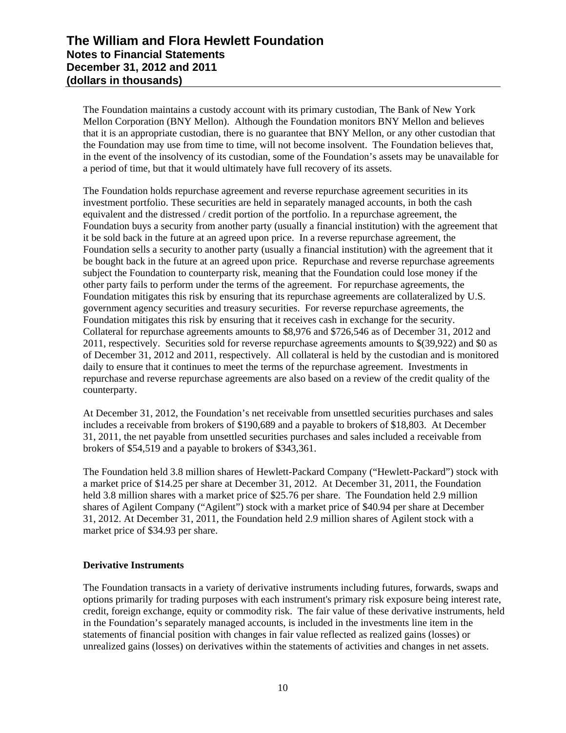The Foundation maintains a custody account with its primary custodian, The Bank of New York Mellon Corporation (BNY Mellon). Although the Foundation monitors BNY Mellon and believes that it is an appropriate custodian, there is no guarantee that BNY Mellon, or any other custodian that the Foundation may use from time to time, will not become insolvent. The Foundation believes that, in the event of the insolvency of its custodian, some of the Foundation's assets may be unavailable for a period of time, but that it would ultimately have full recovery of its assets.

The Foundation holds repurchase agreement and reverse repurchase agreement securities in its investment portfolio. These securities are held in separately managed accounts, in both the cash equivalent and the distressed / credit portion of the portfolio. In a repurchase agreement, the Foundation buys a security from another party (usually a financial institution) with the agreement that it be sold back in the future at an agreed upon price. In a reverse repurchase agreement, the Foundation sells a security to another party (usually a financial institution) with the agreement that it be bought back in the future at an agreed upon price. Repurchase and reverse repurchase agreements subject the Foundation to counterparty risk, meaning that the Foundation could lose money if the other party fails to perform under the terms of the agreement. For repurchase agreements, the Foundation mitigates this risk by ensuring that its repurchase agreements are collateralized by U.S. government agency securities and treasury securities. For reverse repurchase agreements, the Foundation mitigates this risk by ensuring that it receives cash in exchange for the security. Collateral for repurchase agreements amounts to $8,976 and $726,546 as of December 31, 2012 and 2011, respectively. Securities sold for reverse repurchase agreements amounts to $(39,922) and $0 as of December 31, 2012 and 2011, respectively. All collateral is held by the custodian and is monitored daily to ensure that it continues to meet the terms of the repurchase agreement. Investments in repurchase and reverse repurchase agreements are also based on a review of the credit quality of the counterparty.

At December 31, 2012, the Foundation's net receivable from unsettled securities purchases and sales includes a receivable from brokers of $190,689 and a payable to brokers of $18,803. At December 31, 2011, the net payable from unsettled securities purchases and sales included a receivable from brokers of $54,519 and a payable to brokers of $343,361.

The Foundation held 3.8 million shares of Hewlett-Packard Company ("Hewlett-Packard") stock with a market price of $14.25 per share at December 31, 2012. At December 31, 2011, the Foundation held 3.8 million shares with a market price of $25.76 per share. The Foundation held 2.9 million shares of Agilent Company ("Agilent") stock with a market price of $40.94 per share at December 31, 2012. At December 31, 2011, the Foundation held 2.9 million shares of Agilent stock with a market price of $34.93 per share.

**Derivative Instruments**

The Foundation transacts in a variety of derivative instruments including futures, forwards, swaps and options primarily for trading purposes with each instrument's primary risk exposure being interest rate, credit, foreign exchange, equity or commodity risk. The fair value of these derivative instruments, held in the Foundation's separately managed accounts, is included in the investments line item in the statements of financial position with changes in fair value reflected as realized gains (losses) or unrealized gains (losses) on derivatives within the statements of activities and changes in net assets.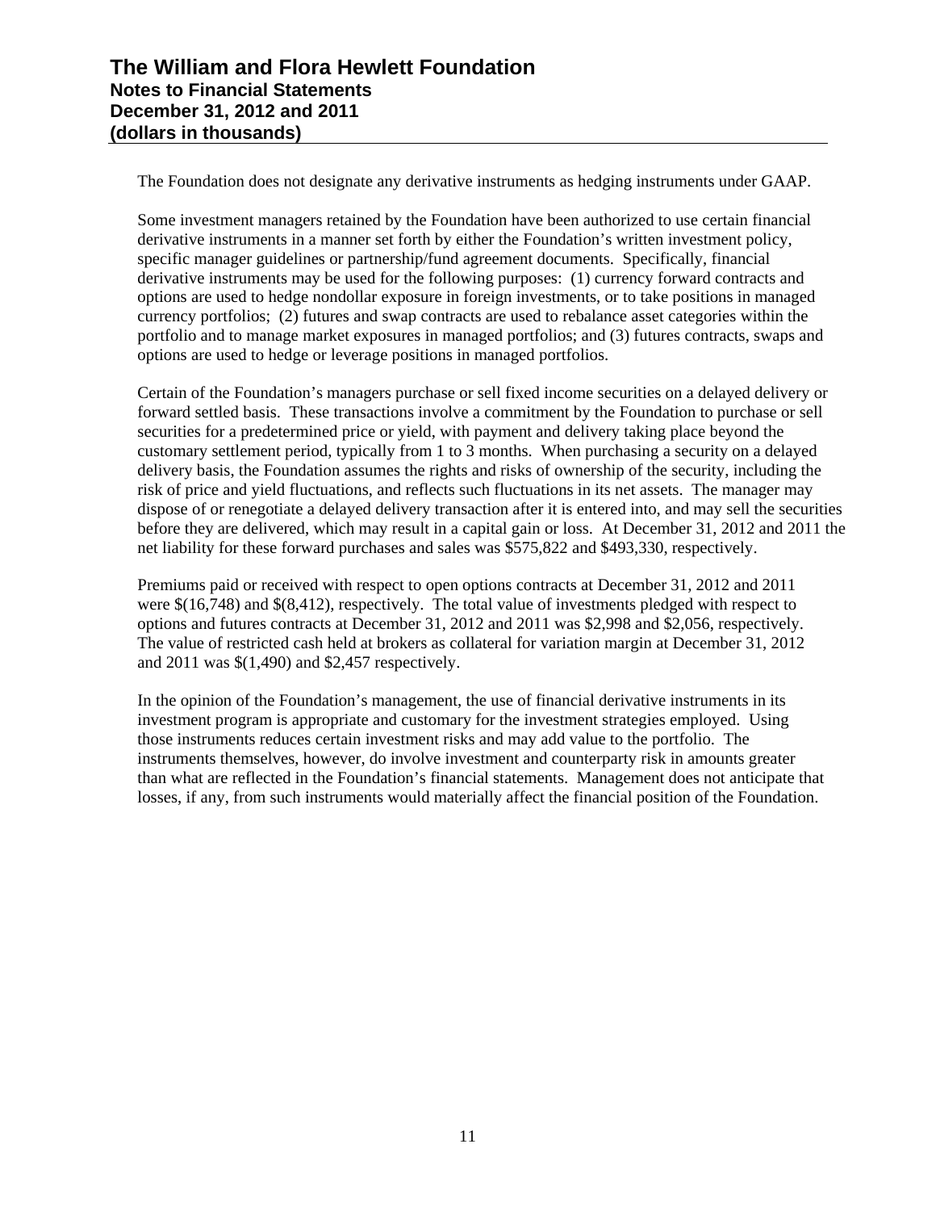The Foundation does not designate any derivative instruments as hedging instruments under GAAP.

Some investment managers retained by the Foundation have been authorized to use certain financial derivative instruments in a manner set forth by either the Foundation's written investment policy, specific manager guidelines or partnership/fund agreement documents. Specifically, financial derivative instruments may be used for the following purposes: (1) currency forward contracts and options are used to hedge nondollar exposure in foreign investments, or to take positions in managed currency portfolios; (2) futures and swap contracts are used to rebalance asset categories within the portfolio and to manage market exposures in managed portfolios; and (3) futures contracts, swaps and options are used to hedge or leverage positions in managed portfolios.

Certain of the Foundation's managers purchase or sell fixed income securities on a delayed delivery or forward settled basis. These transactions involve a commitment by the Foundation to purchase or sell securities for a predetermined price or yield, with payment and delivery taking place beyond the customary settlement period, typically from 1 to 3 months. When purchasing a security on a delayed delivery basis, the Foundation assumes the rights and risks of ownership of the security, including the risk of price and yield fluctuations, and reflects such fluctuations in its net assets. The manager may dispose of or renegotiate a delayed delivery transaction after it is entered into, and may sell the securities before they are delivered, which may result in a capital gain or loss. At December 31, 2012 and 2011 the net liability for these forward purchases and sales was $575,822 and $493,330, respectively.

Premiums paid or received with respect to open options contracts at December 31, 2012 and 2011 were $(16,748) and $(8,412), respectively. The total value of investments pledged with respect to options and futures contracts at December 31, 2012 and 2011 was $2,998 and $2,056, respectively. The value of restricted cash held at brokers as collateral for variation margin at December 31, 2012 and 2011 was $(1,490) and $2,457 respectively.

In the opinion of the Foundation's management, the use of financial derivative instruments in its investment program is appropriate and customary for the investment strategies employed. Using those instruments reduces certain investment risks and may add value to the portfolio. The instruments themselves, however, do involve investment and counterparty risk in amounts greater than what are reflected in the Foundation's financial statements. Management does not anticipate that losses, if any, from such instruments would materially affect the financial position of the Foundation.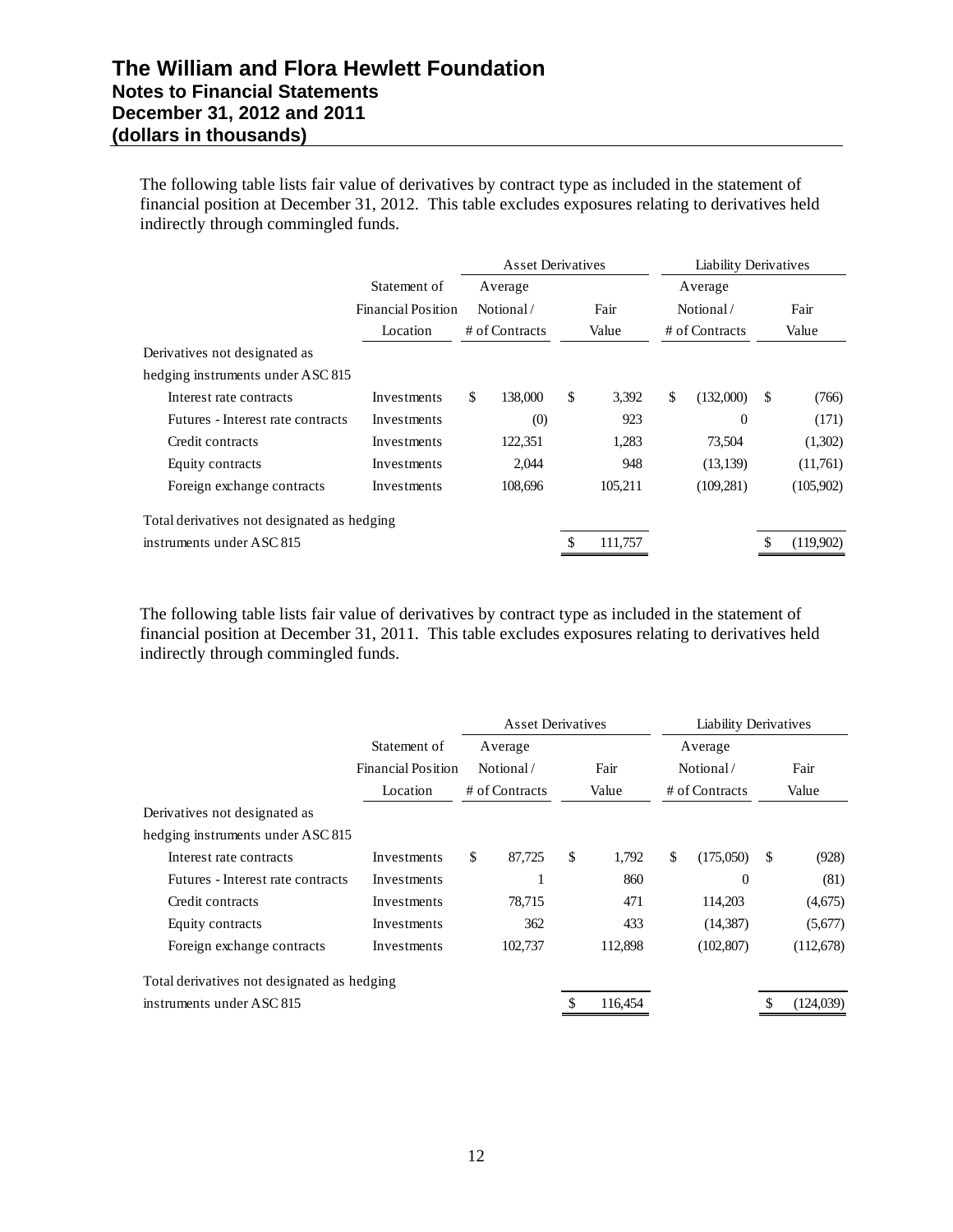The following table lists fair value of derivatives by contract type as included in the statement of financial position at December 31, 2012. This table excludes exposures relating to derivatives held indirectly through commingled funds.

| | Statement of Financial Position Location | Asset Derivatives | | Liability Derivatives | |
|---|---|---|---|---|---|
| | | Average Notional / # of Contracts | Fair Value | Average Notional / # of Contracts | Fair Value |
| Derivatives not designated as hedging instruments under ASC 815 | | | | | |
| Interest rate contracts | Investments | $ 138,000 | $ 3,392 | $ (132,000) | $ (766) |
| Futures - Interest rate contracts | Investments | (0) | 923 | 0 | (171) |
| Credit contracts | Investments | 122,351 | 1,283 | 73,504 | (1,302) |
| Equity contracts | Investments | 2,044 | 948 | (13,139) | (11,761) |
| Foreign exchange contracts | Investments | 108,696 | 105,211 | (109,281) | (105,902) |
| Total derivatives not designated as hedging instruments under ASC 815 | | | $ 111,757 | | $ (119,902) |

The following table lists fair value of derivatives by contract type as included in the statement of financial position at December 31, 2011. This table excludes exposures relating to derivatives held indirectly through commingled funds.

| | Statement of Financial Position Location | Asset Derivatives | | Liability Derivatives | |
|---|---|---|---|---|---|
| | | Average Notional / # of Contracts | Fair Value | Average Notional / # of Contracts | Fair Value |
| Derivatives not designated as hedging instruments under ASC 815 | | | | | |
| Interest rate contracts | Investments | $ 87,725 | $ 1,792 | $ (175,050) | $ (928) |
| Futures - Interest rate contracts | Investments | 1 | 860 | 0 | (81) |
| Credit contracts | Investments | 78,715 | 471 | 114,203 | (4,675) |
| Equity contracts | Investments | 362 | 433 | (14,387) | (5,677) |
| Foreign exchange contracts | Investments | 102,737 | 112,898 | (102,807) | (112,678) |
| Total derivatives not designated as hedging instruments under ASC 815 | | | $ 116,454 | | $ (124,039) |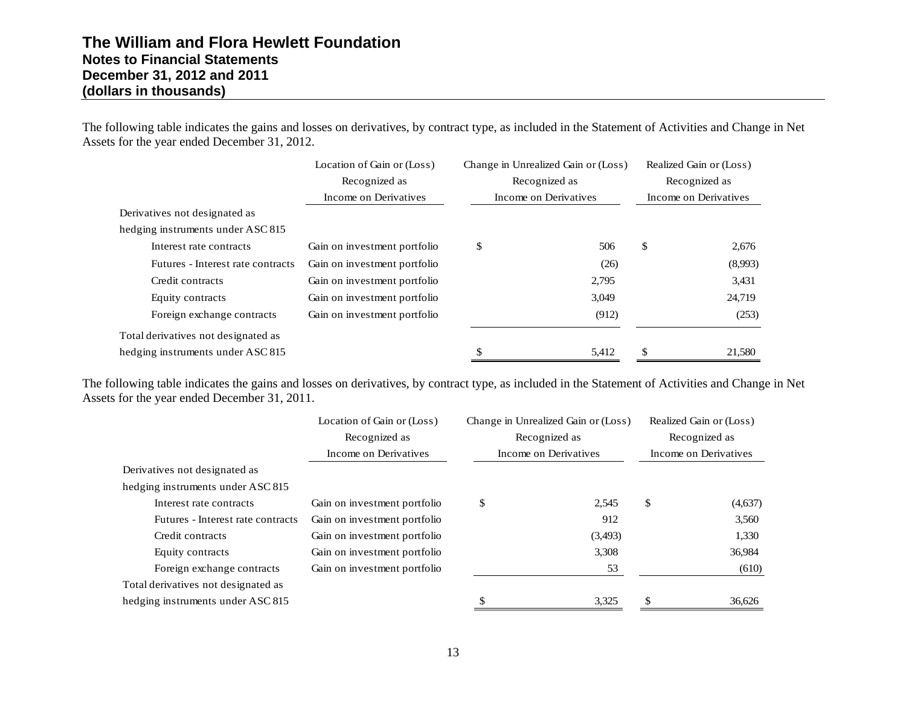The following table indicates the gains and losses on derivatives, by contract type, as included in the Statement of Activities and Change in Net Assets for the year ended December 31, 2012.

| | Location of Gain or (Loss) Recognized as Income on Derivatives | Change in Unrealized Gain or (Loss) Recognized as Income on Derivatives | Realized Gain or (Loss) Recognized as Income on Derivatives |
|---|---|---|---|
| Derivatives not designated as hedging instruments under ASC 815 | | | |
| Interest rate contracts | Gain on investment portfolio | $ 506 | $ 2,676 |
| Futures - Interest rate contracts | Gain on investment portfolio | (26) | (8,993) |
| Credit contracts | Gain on investment portfolio | 2,795 | 3,431 |
| Equity contracts | Gain on investment portfolio | 3,049 | 24,719 |
| Foreign exchange contracts | Gain on investment portfolio | (912) | (253) |
| Total derivatives not designated as hedging instruments under ASC 815 | | $ 5,412 | $ 21,580 |

The following table indicates the gains and losses on derivatives, by contract type, as included in the Statement of Activities and Change in Net Assets for the year ended December 31, 2011.

| | Location of Gain or (Loss) Recognized as Income on Derivatives | Change in Unrealized Gain or (Loss) Recognized as Income on Derivatives | Realized Gain or (Loss) Recognized as Income on Derivatives |
|---|---|---|---|
| Derivatives not designated as hedging instruments under ASC 815 | | | |
| Interest rate contracts | Gain on investment portfolio | $ 2,545 | $ (4,637) |
| Futures - Interest rate contracts | Gain on investment portfolio | 912 | 3,560 |
| Credit contracts | Gain on investment portfolio | (3,493) | 1,330 |
| Equity contracts | Gain on investment portfolio | 3,308 | 36,984 |
| Foreign exchange contracts | Gain on investment portfolio | 53 | (610) |
| Total derivatives not designated as hedging instruments under ASC 815 | | $ 3,325 | $ 36,626 |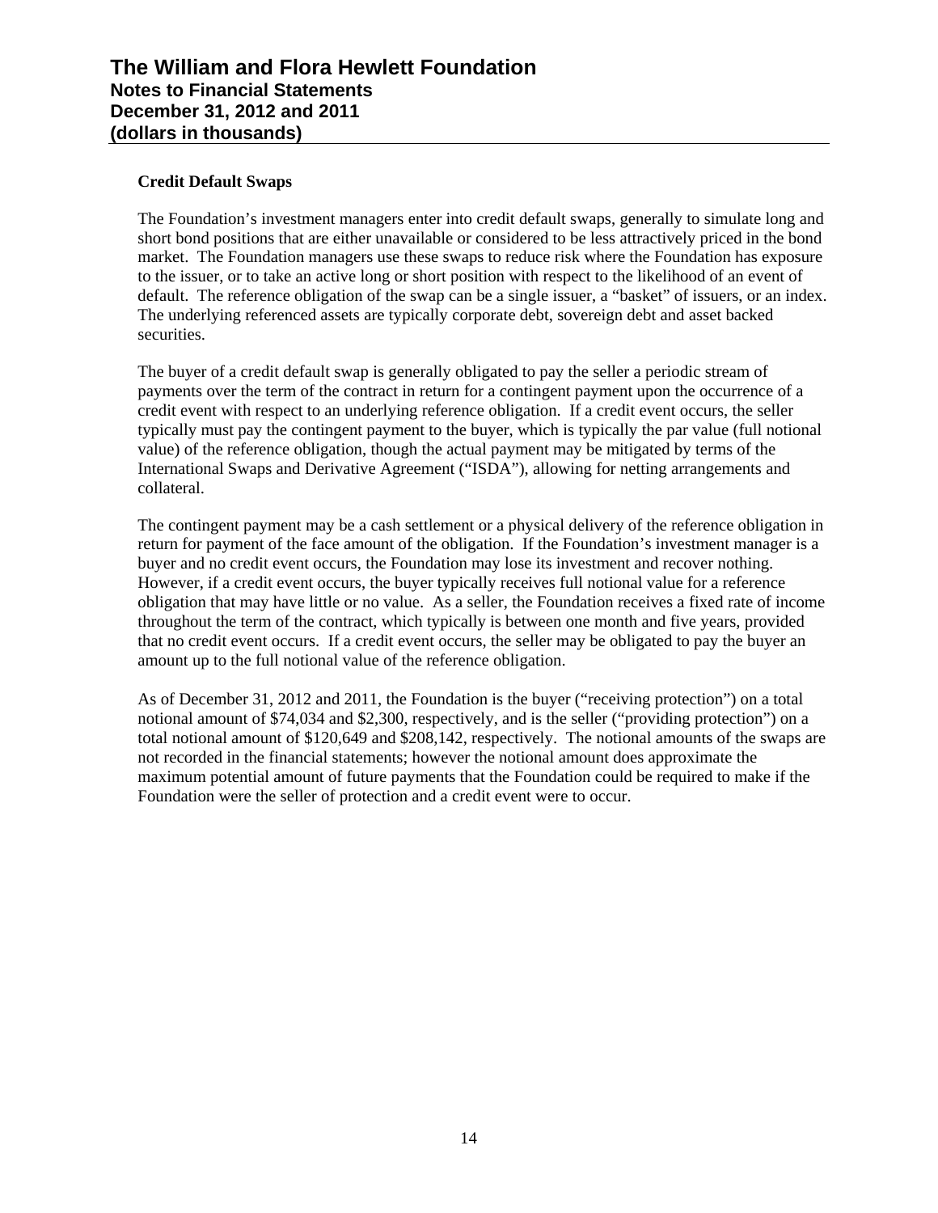### Credit Default Swaps

The Foundation's investment managers enter into credit default swaps, generally to simulate long and short bond positions that are either unavailable or considered to be less attractively priced in the bond market. The Foundation managers use these swaps to reduce risk where the Foundation has exposure to the issuer, or to take an active long or short position with respect to the likelihood of an event of default. The reference obligation of the swap can be a single issuer, a "basket" of issuers, or an index. The underlying referenced assets are typically corporate debt, sovereign debt and asset backed securities.

The buyer of a credit default swap is generally obligated to pay the seller a periodic stream of payments over the term of the contract in return for a contingent payment upon the occurrence of a credit event with respect to an underlying reference obligation. If a credit event occurs, the seller typically must pay the contingent payment to the buyer, which is typically the par value (full notional value) of the reference obligation, though the actual payment may be mitigated by terms of the International Swaps and Derivative Agreement ("ISDA"), allowing for netting arrangements and collateral.

The contingent payment may be a cash settlement or a physical delivery of the reference obligation in return for payment of the face amount of the obligation. If the Foundation's investment manager is a buyer and no credit event occurs, the Foundation may lose its investment and recover nothing. However, if a credit event occurs, the buyer typically receives full notional value for a reference obligation that may have little or no value. As a seller, the Foundation receives a fixed rate of income throughout the term of the contract, which typically is between one month and five years, provided that no credit event occurs. If a credit event occurs, the seller may be obligated to pay the buyer an amount up to the full notional value of the reference obligation.

As of December 31, 2012 and 2011, the Foundation is the buyer ("receiving protection") on a total notional amount of $74,034 and $2,300, respectively, and is the seller ("providing protection") on a total notional amount of $120,649 and $208,142, respectively. The notional amounts of the swaps are not recorded in the financial statements; however the notional amount does approximate the maximum potential amount of future payments that the Foundation could be required to make if the Foundation were the seller of protection and a credit event were to occur.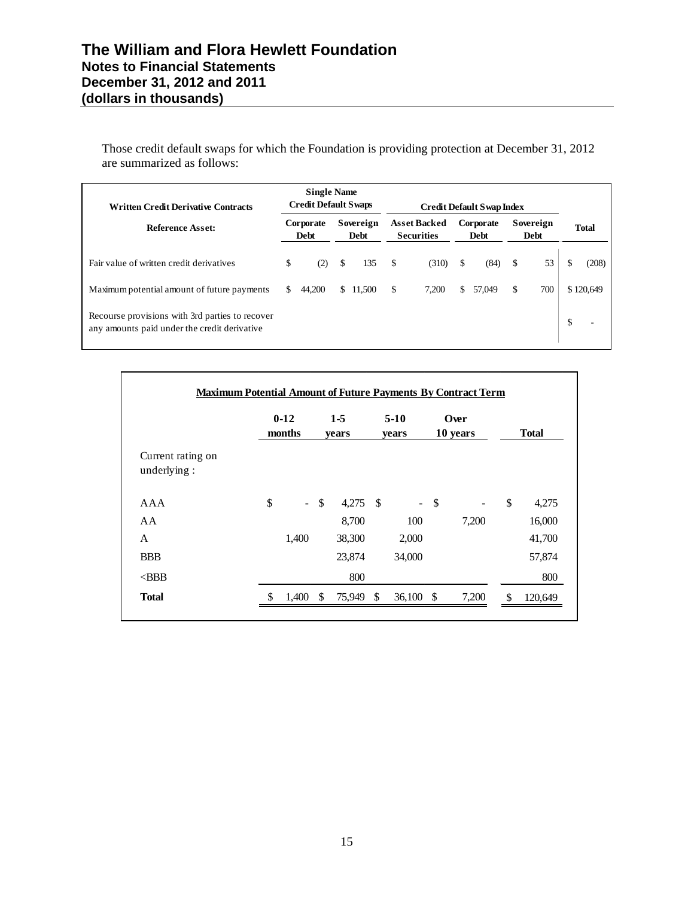# The William and Flora Hewlett Foundation
## Notes to Financial Statements
## December 31, 2012 and 2011
## (dollars in thousands)

Those credit default swaps for which the Foundation is providing protection at December 31, 2012 are summarized as follows:

| Written Credit Derivative Contracts | Single Name Credit Default Swaps | | Credit Default Swap Index | | | |
|---|---|---|---|---|---|---|
| **Reference Asset:** | **Corporate Debt** | **Sovereign Debt** | **Asset Backed Securities** | **Corporate Debt** | **Sovereign Debt** | **Total** |
| Fair value of written credit derivatives | $ (2) | $ 135 | $ (310) | $ (84) | $ 53 | $ (208) |
| Maximum potential amount of future payments | $ 44,200 | $ 11,500 | $ 7,200 | $ 57,049 | $ 700 | $ 120,649 |
| Recourse provisions with 3rd parties to recover any amounts paid under the credit derivative | | | | | | $ - |

**Maximum Potential Amount of Future Payments By Contract Term**

| | 0-12 months | 1-5 years | 5-10 years | Over 10 years | Total |
|---|---|---|---|---|---|
| Current rating on underlying : | | | | | |
| AAA | $ - | $ 4,275 | $ - | $ - | $ 4,275 |
| AA | | 8,700 | 100 | 7,200 | 16,000 |
| A | 1,400 | 38,300 | 2,000 | | 41,700 |
| BBB | | 23,874 | 34,000 | | 57,874 |
| <BBB | | 800 | | | 800 |
| **Total** | $ 1,400 | $ 75,949 | $ 36,100 | $ 7,200 | $ 120,649 |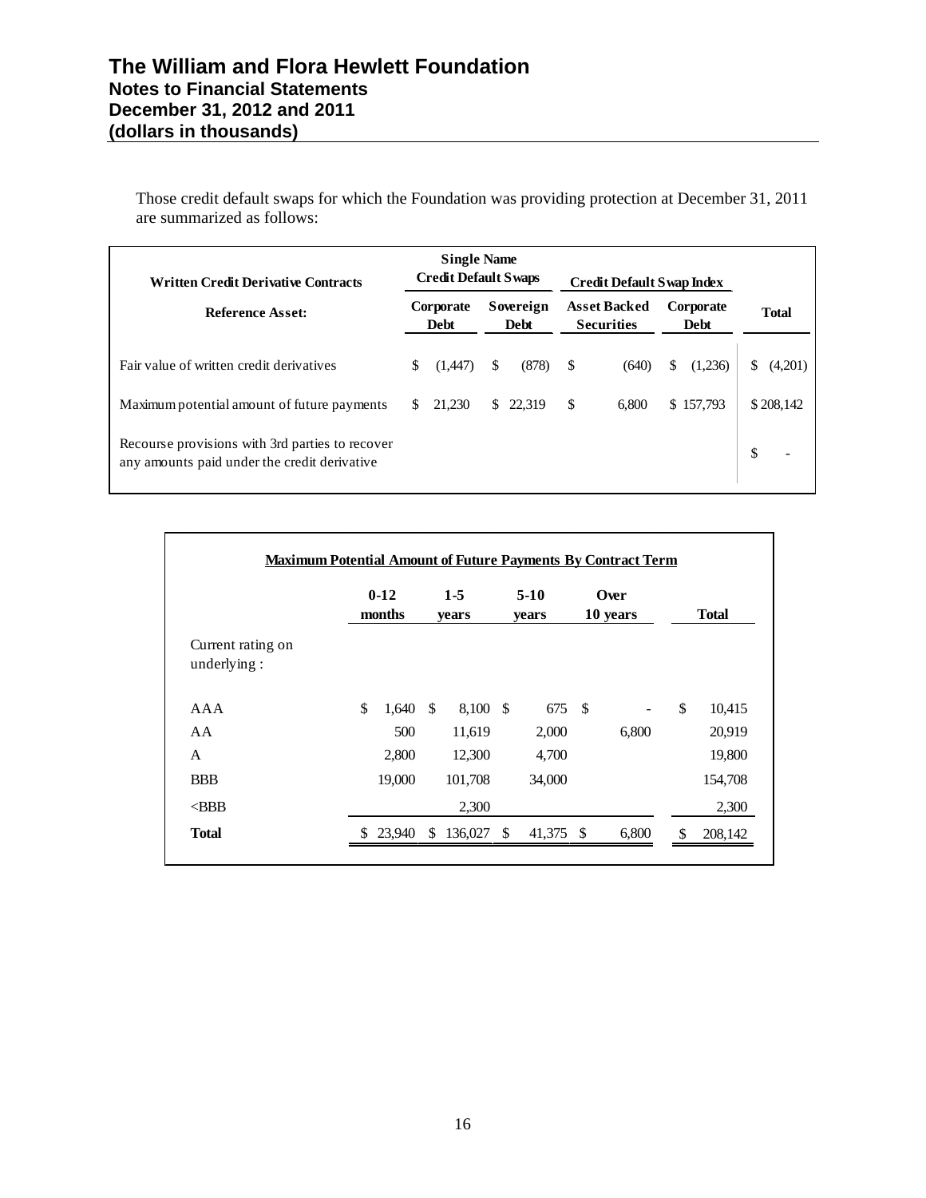Those credit default swaps for which the Foundation was providing protection at December 31, 2011 are summarized as follows:

| Written Credit Derivative Contracts | Single Name Credit Default Swaps | | Credit Default Swap Index | | |
|---|---|---|---|---|---|
| **Reference Asset:** | **Corporate Debt** | **Sovereign Debt** | **Asset Backed Securities** | **Corporate Debt** | **Total** |
| Fair value of written credit derivatives | $ (1,447) | $ (878) | $ (640) | $ (1,236) | $ (4,201) |
| Maximum potential amount of future payments | $ 21,230 | $ 22,319 | $ 6,800 | $ 157,793 | $ 208,142 |
| Recourse provisions with 3rd parties to recover any amounts paid under the credit derivative | | | | | $ - |

**Maximum Potential Amount of Future Payments By Contract Term**

| | 0-12 months | 1-5 years | 5-10 years | Over 10 years | Total |
|---|---|---|---|---|---|
| Current rating on underlying : | | | | | |
| AAA | $ 1,640 | $ 8,100 | $ 675 | $ - | $ 10,415 |
| AA | 500 | 11,619 | 2,000 | 6,800 | 20,919 |
| A | 2,800 | 12,300 | 4,700 | | 19,800 |
| BBB | 19,000 | 101,708 | 34,000 | | 154,708 |
| <BBB | | 2,300 | | | 2,300 |
| **Total** | $ 23,940 | $ 136,027 | $ 41,375 | $ 6,800 | $ 208,142 |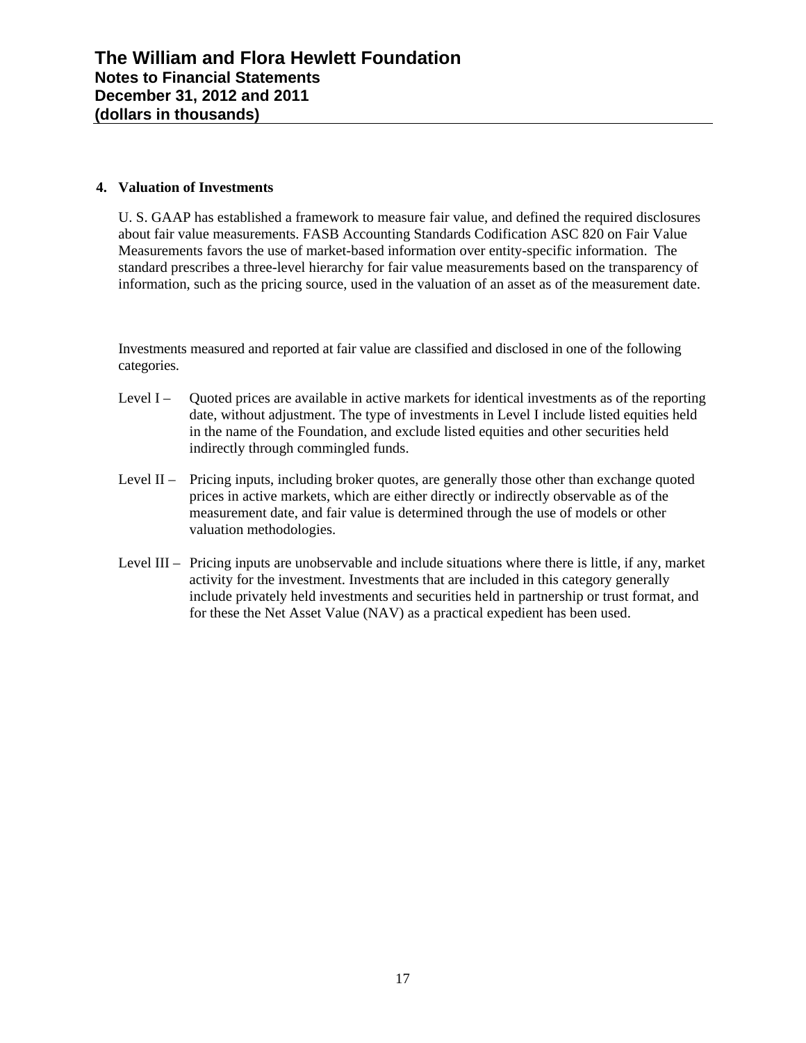## 4. Valuation of Investments

U. S. GAAP has established a framework to measure fair value, and defined the required disclosures about fair value measurements. FASB Accounting Standards Codification ASC 820 on Fair Value Measurements favors the use of market-based information over entity-specific information. The standard prescribes a three-level hierarchy for fair value measurements based on the transparency of information, such as the pricing source, used in the valuation of an asset as of the measurement date.

Investments measured and reported at fair value are classified and disclosed in one of the following categories.

- Level I – Quoted prices are available in active markets for identical investments as of the reporting date, without adjustment. The type of investments in Level I include listed equities held in the name of the Foundation, and exclude listed equities and other securities held indirectly through commingled funds.

- Level II – Pricing inputs, including broker quotes, are generally those other than exchange quoted prices in active markets, which are either directly or indirectly observable as of the measurement date, and fair value is determined through the use of models or other valuation methodologies.

- Level III – Pricing inputs are unobservable and include situations where there is little, if any, market activity for the investment. Investments that are included in this category generally include privately held investments and securities held in partnership or trust format, and for these the Net Asset Value (NAV) as a practical expedient has been used.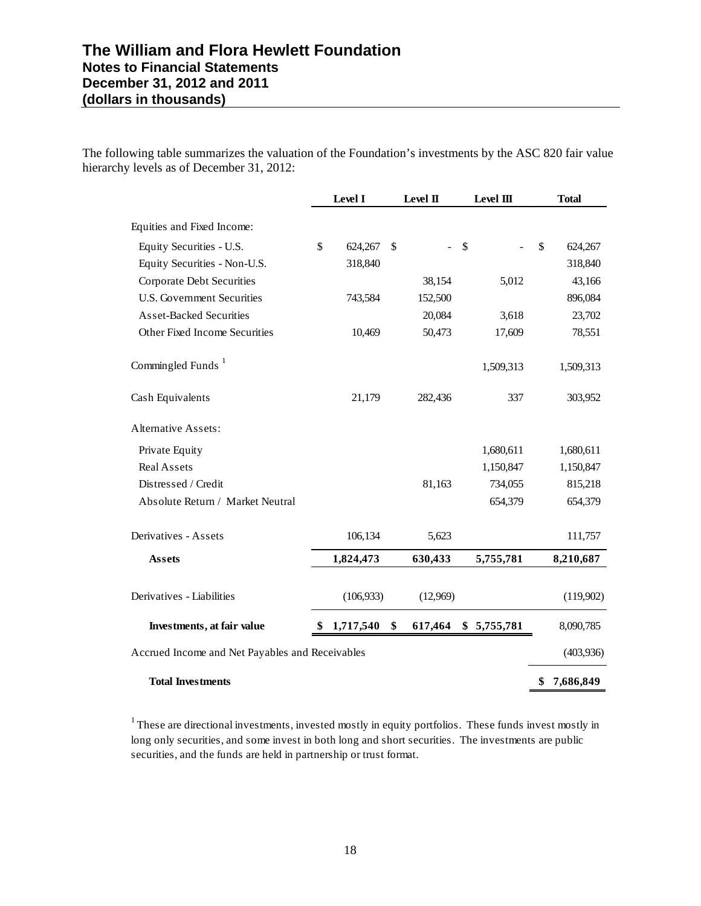# The William and Flora Hewlett Foundation
## Notes to Financial Statements
## December 31, 2012 and 2011
## (dollars in thousands)

The following table summarizes the valuation of the Foundation's investments by the ASC 820 fair value hierarchy levels as of December 31, 2012:

| | Level I | Level II | Level III | Total |
|---|---|---|---|---|
| Equities and Fixed Income: | | | | |
| Equity Securities - U.S. | $ 624,267 | $ - | $ - | $ 624,267 |
| Equity Securities - Non-U.S. | 318,840 | | | 318,840 |
| Corporate Debt Securities | | 38,154 | 5,012 | 43,166 |
| U.S. Government Securities | 743,584 | 152,500 | | 896,084 |
| Asset-Backed Securities | | 20,084 | 3,618 | 23,702 |
| Other Fixed Income Securities | 10,469 | 50,473 | 17,609 | 78,551 |
| Commingled Funds [1] | | | 1,509,313 | 1,509,313 |
| Cash Equivalents | 21,179 | 282,436 | 337 | 303,952 |
| Alternative Assets: | | | | |
| Private Equity | | | 1,680,611 | 1,680,611 |
| Real Assets | | | 1,150,847 | 1,150,847 |
| Distressed / Credit | | 81,163 | 734,055 | 815,218 |
| Absolute Return / Market Neutral | | | 654,379 | 654,379 |
| Derivatives - Assets | 106,134 | 5,623 | | 111,757 |
| **Assets** | **1,824,473** | **630,433** | **5,755,781** | **8,210,687** |
| Derivatives - Liabilities | (106,933) | (12,969) | | (119,902) |
| **Investments, at fair value** | **$ 1,717,540** | **$ 617,464** | **$ 5,755,781** | 8,090,785 |
| Accrued Income and Net Payables and Receivables | | | | (403,936) |
| **Total Investments** | | | | **$ 7,686,849** |

[1] These are directional investments, invested mostly in equity portfolios. These funds invest mostly in long only securities, and some invest in both long and short securities. The investments are public securities, and the funds are held in partnership or trust format.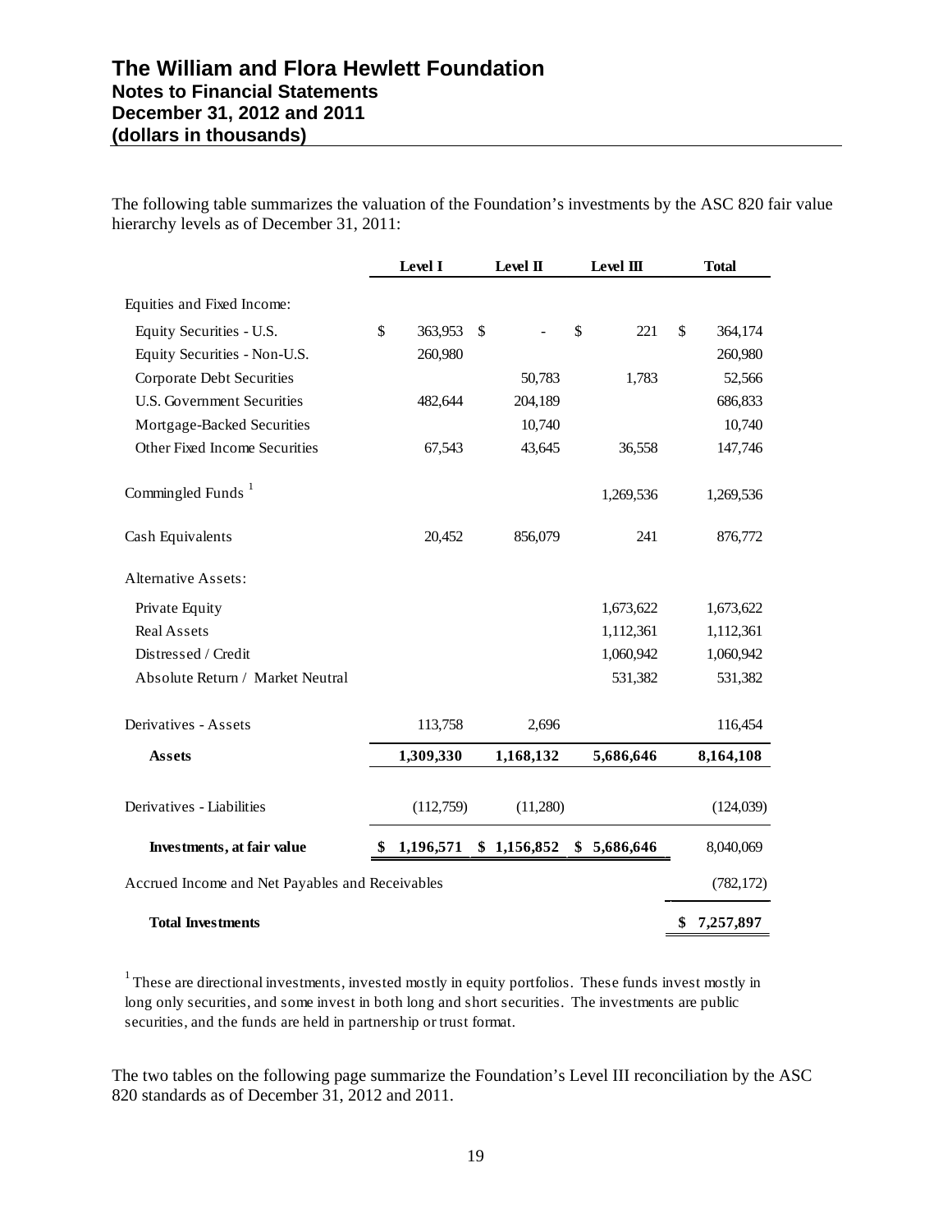# The William and Flora Hewlett Foundation
## Notes to Financial Statements
## December 31, 2012 and 2011
## (dollars in thousands)

The following table summarizes the valuation of the Foundation's investments by the ASC 820 fair value hierarchy levels as of December 31, 2011:

| | Level I | Level II | Level III | Total |
|---|---|---|---|---|
| Equities and Fixed Income: | | | | |
| Equity Securities - U.S. | $ 363,953 | $ - | $ 221 | $ 364,174 |
| Equity Securities - Non-U.S. | 260,980 | | | 260,980 |
| Corporate Debt Securities | | 50,783 | 1,783 | 52,566 |
| U.S. Government Securities | 482,644 | 204,189 | | 686,833 |
| Mortgage-Backed Securities | | 10,740 | | 10,740 |
| Other Fixed Income Securities | 67,543 | 43,645 | 36,558 | 147,746 |
| Commingled Funds [1] | | | 1,269,536 | 1,269,536 |
| Cash Equivalents | 20,452 | 856,079 | 241 | 876,772 |
| Alternative Assets: | | | | |
| Private Equity | | | 1,673,622 | 1,673,622 |
| Real Assets | | | 1,112,361 | 1,112,361 |
| Distressed / Credit | | | 1,060,942 | 1,060,942 |
| Absolute Return / Market Neutral | | | 531,382 | 531,382 |
| Derivatives - Assets | 113,758 | 2,696 | | 116,454 |
| **Assets** | **1,309,330** | **1,168,132** | **5,686,646** | **8,164,108** |
| Derivatives - Liabilities | (112,759) | (11,280) | | (124,039) |
| **Investments, at fair value** | **$ 1,196,571** | **$ 1,156,852** | **$ 5,686,646** | 8,040,069 |
| Accrued Income and Net Payables and Receivables | | | | (782,172) |
| **Total Investments** | | | | **$ 7,257,897** |

[1] These are directional investments, invested mostly in equity portfolios. These funds invest mostly in long only securities, and some invest in both long and short securities. The investments are public securities, and the funds are held in partnership or trust format.

The two tables on the following page summarize the Foundation's Level III reconciliation by the ASC 820 standards as of December 31, 2012 and 2011.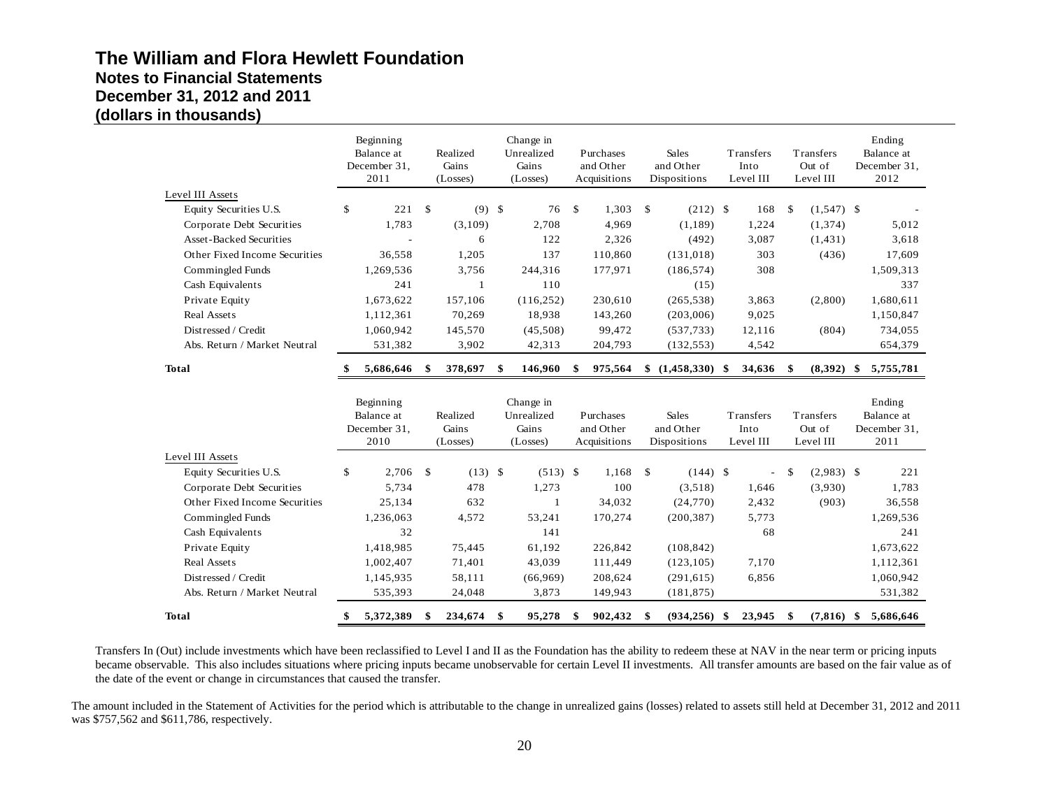# The William and Flora Hewlett Foundation
## Notes to Financial Statements
## December 31, 2012 and 2011
## (dollars in thousands)

| | Beginning Balance at December 31, 2011 | Realized Gains (Losses) | Change in Unrealized Gains (Losses) | Purchases and Other Acquisitions | Sales and Other Dispositions | Transfers Into Level III | Transfers Out of Level III | Ending Balance at December 31, 2012 |
|---|---|---|---|---|---|---|---|---|
| Level III Assets | | | | | | | | |
| Equity Securities U.S. | $ 221 | $ (9) | $ 76 | $ 1,303 | $ (212) | $ 168 | $ (1,547) | $ - |
| Corporate Debt Securities | 1,783 | (3,109) | 2,708 | 4,969 | (1,189) | 1,224 | (1,374) | 5,012 |
| Asset-Backed Securities | - | 6 | 122 | 2,326 | (492) | 3,087 | (1,431) | 3,618 |
| Other Fixed Income Securities | 36,558 | 1,205 | 137 | 110,860 | (131,018) | 303 | (436) | 17,609 |
| Commingled Funds | 1,269,536 | 3,756 | 244,316 | 177,971 | (186,574) | 308 | | 1,509,313 |
| Cash Equivalents | 241 | 1 | 110 | | (15) | | | 337 |
| Private Equity | 1,673,622 | 157,106 | (116,252) | 230,610 | (265,538) | 3,863 | (2,800) | 1,680,611 |
| Real Assets | 1,112,361 | 70,269 | 18,938 | 143,260 | (203,006) | 9,025 | | 1,150,847 |
| Distressed / Credit | 1,060,942 | 145,570 | (45,508) | 99,472 | (537,733) | 12,116 | (804) | 734,055 |
| Abs. Return / Market Neutral | 531,382 | 3,902 | 42,313 | 204,793 | (132,553) | 4,542 | | 654,379 |
| **Total** | **$ 5,686,646** | **$ 378,697** | **$ 146,960** | **$ 975,564** | **$ (1,458,330)** | **$ 34,636** | **$ (8,392)** | **$ 5,755,781** |

| | Beginning Balance at December 31, 2010 | Realized Gains (Losses) | Change in Unrealized Gains (Losses) | Purchases and Other Acquisitions | Sales and Other Dispositions | Transfers Into Level III | Transfers Out of Level III | Ending Balance at December 31, 2011 |
|---|---|---|---|---|---|---|---|---|
| Level III Assets | | | | | | | | |
| Equity Securities U.S. | $ 2,706 | $ (13) | $ (513) | $ 1,168 | $ (144) | $ - | $ (2,983) | $ 221 |
| Corporate Debt Securities | 5,734 | 478 | 1,273 | 100 | (3,518) | 1,646 | (3,930) | 1,783 |
| Other Fixed Income Securities | 25,134 | 632 | 1 | 34,032 | (24,770) | 2,432 | (903) | 36,558 |
| Commingled Funds | 1,236,063 | 4,572 | 53,241 | 170,274 | (200,387) | 5,773 | | 1,269,536 |
| Cash Equivalents | 32 | | 141 | | | 68 | | 241 |
| Private Equity | 1,418,985 | 75,445 | 61,192 | 226,842 | (108,842) | | | 1,673,622 |
| Real Assets | 1,002,407 | 71,401 | 43,039 | 111,449 | (123,105) | 7,170 | | 1,112,361 |
| Distressed / Credit | 1,145,935 | 58,111 | (66,969) | 208,624 | (291,615) | 6,856 | | 1,060,942 |
| Abs. Return / Market Neutral | 535,393 | 24,048 | 3,873 | 149,943 | (181,875) | | | 531,382 |
| **Total** | **$ 5,372,389** | **$ 234,674** | **$ 95,278** | **$ 902,432** | **$ (934,256)** | **$ 23,945** | **$ (7,816)** | **$ 5,686,646** |

Transfers In (Out) include investments which have been reclassified to Level I and II as the Foundation has the ability to redeem these at NAV in the near term or pricing inputs became observable. This also includes situations where pricing inputs became unobservable for certain Level II investments. All transfer amounts are based on the fair value as of the date of the event or change in circumstances that caused the transfer.

The amount included in the Statement of Activities for the period which is attributable to the change in unrealized gains (losses) related to assets still held at December 31, 2012 and 2011 was $757,562 and $611,786, respectively.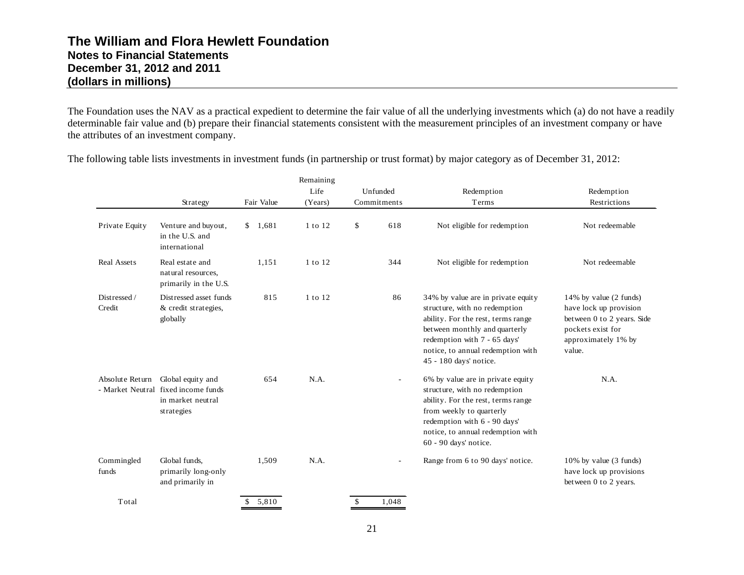# The William and Flora Hewlett Foundation
## Notes to Financial Statements
## December 31, 2012 and 2011
## (dollars in millions)

The Foundation uses the NAV as a practical expedient to determine the fair value of all the underlying investments which (a) do not have a readily determinable fair value and (b) prepare their financial statements consistent with the measurement principles of an investment company or have the attributes of an investment company.

The following table lists investments in investment funds (in partnership or trust format) by major category as of December 31, 2012:

| | Strategy | Fair Value | Remaining Life (Years) | Unfunded Commitments | Redemption Terms | Redemption Restrictions |
|---|---|---|---|---|---|---|
| Private Equity | Venture and buyout, in the U.S. and international | $ 1,681 | 1 to 12 | $ 618 | Not eligible for redemption | Not redeemable |
| Real Assets | Real estate and natural resources, primarily in the U.S. | 1,151 | 1 to 12 | 344 | Not eligible for redemption | Not redeemable |
| Distressed / Credit | Distressed asset funds & credit strategies, globally | 815 | 1 to 12 | 86 | 34% by value are in private equity structure, with no redemption ability. For the rest, terms range between monthly and quarterly redemption with 7 - 65 days' notice, to annual redemption with 45 - 180 days' notice. | 14% by value (2 funds) have lock up provision between 0 to 2 years. Side pockets exist for approximately 1% by value. |
| Absolute Return - Market Neutral | Global equity and fixed income funds in market neutral strategies | 654 | N.A. | - | 6% by value are in private equity structure, with no redemption ability. For the rest, terms range from weekly to quarterly redemption with 6 - 90 days' notice, to annual redemption with 60 - 90 days' notice. | N.A. |
| Commingled funds | Global funds, primarily long-only and primarily in | 1,509 | N.A. | - | Range from 6 to 90 days' notice. | 10% by value (3 funds) have lock up provisions between 0 to 2 years. |
| Total | | $ 5,810 | | $ 1,048 | | |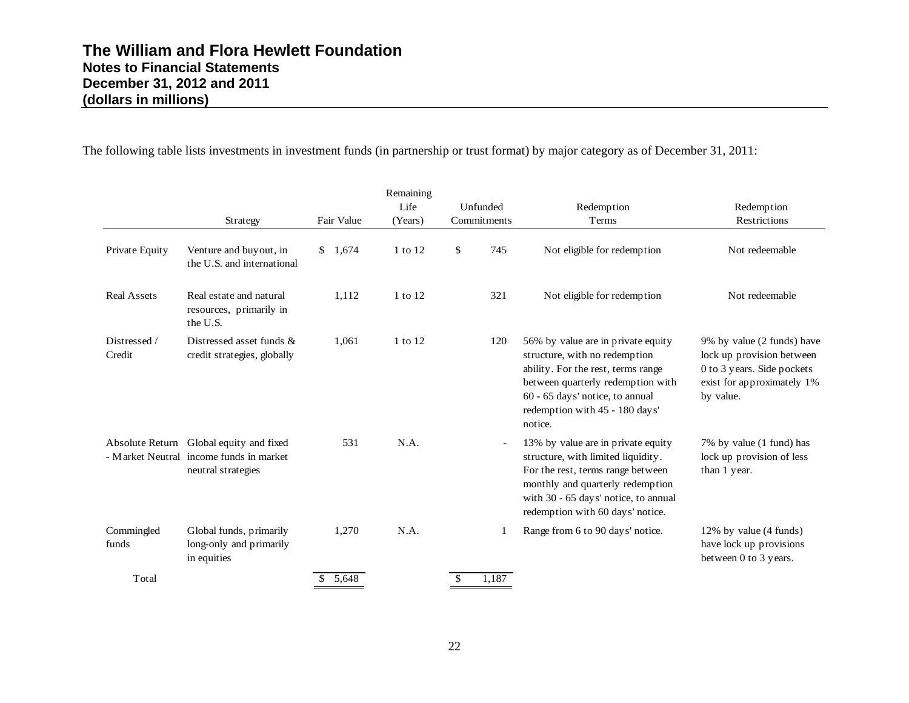The following table lists investments in investment funds (in partnership or trust format) by major category as of December 31, 2011:

| | Strategy | Fair Value | Remaining Life (Years) | Unfunded Commitments | Redemption Terms | Redemption Restrictions |
|---|---|---|---|---|---|---|
| Private Equity | Venture and buyout, in the U.S. and international | $ 1,674 | 1 to 12 | $ 745 | Not eligible for redemption | Not redeemable |
| Real Assets | Real estate and natural resources, primarily in the U.S. | 1,112 | 1 to 12 | 321 | Not eligible for redemption | Not redeemable |
| Distressed / Credit | Distressed asset funds & credit strategies, globally | 1,061 | 1 to 12 | 120 | 56% by value are in private equity structure, with no redemption ability. For the rest, terms range between quarterly redemption with 60 - 65 days' notice, to annual redemption with 45 - 180 days' notice. | 9% by value (2 funds) have lock up provision between 0 to 3 years. Side pockets exist for approximately 1% by value. |
| Absolute Return - Market Neutral | Global equity and fixed income funds in market neutral strategies | 531 | N.A. | - | 13% by value are in private equity structure, with limited liquidity. For the rest, terms range between monthly and quarterly redemption with 30 - 65 days' notice, to annual redemption with 60 days' notice. | 7% by value (1 fund) has lock up provision of less than 1 year. |
| Commingled funds | Global funds, primarily long-only and primarily in equities | 1,270 | N.A. | 1 | Range from 6 to 90 days' notice. | 12% by value (4 funds) have lock up provisions between 0 to 3 years. |
| Total | | $ 5,648 | | $ 1,187 | | |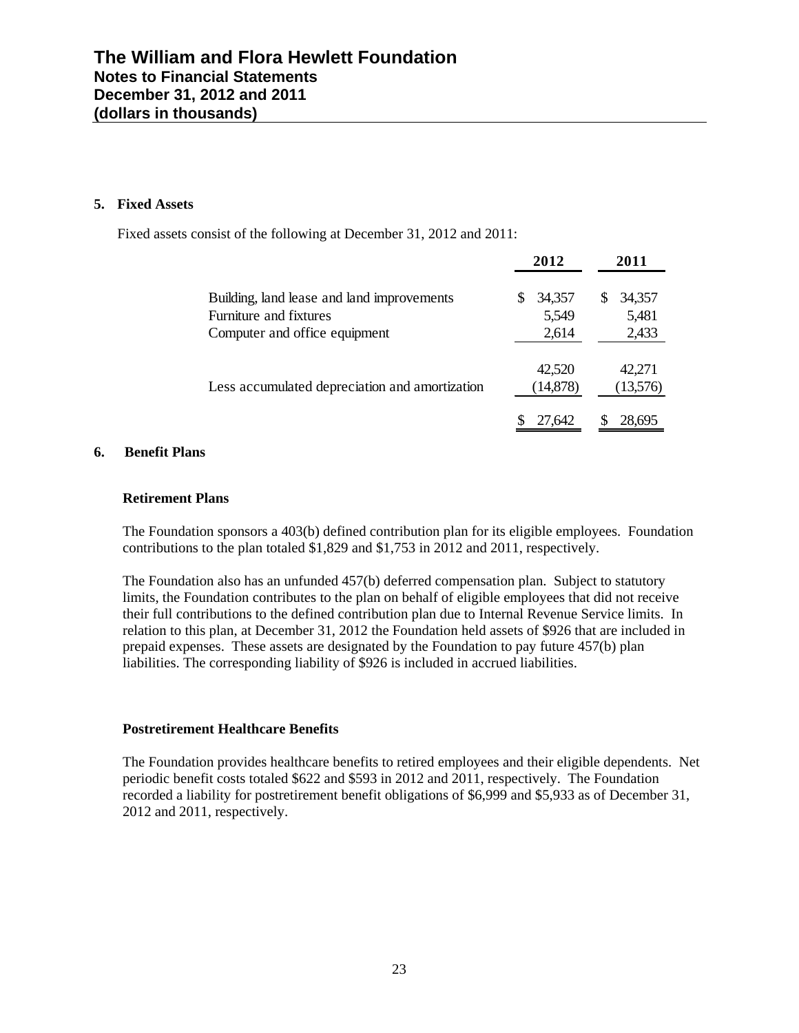# The William and Flora Hewlett Foundation
## Notes to Financial Statements
## December 31, 2012 and 2011
## (dollars in thousands)

### 5. Fixed Assets

Fixed assets consist of the following at December 31, 2012 and 2011:

| | 2012 | 2011 |
|---|---|---|
| Building, land lease and land improvements | $ 34,357 | $ 34,357 |
| Furniture and fixtures | 5,549 | 5,481 |
| Computer and office equipment | 2,614 | 2,433 |
| | 42,520 | 42,271 |
| Less accumulated depreciation and amortization | (14,878) | (13,576) |
| | $ 27,642 | $ 28,695 |

### 6. Benefit Plans

**Retirement Plans**

The Foundation sponsors a 403(b) defined contribution plan for its eligible employees. Foundation contributions to the plan totaled $1,829 and $1,753 in 2012 and 2011, respectively.

The Foundation also has an unfunded 457(b) deferred compensation plan. Subject to statutory limits, the Foundation contributes to the plan on behalf of eligible employees that did not receive their full contributions to the defined contribution plan due to Internal Revenue Service limits. In relation to this plan, at December 31, 2012 the Foundation held assets of $926 that are included in prepaid expenses. These assets are designated by the Foundation to pay future 457(b) plan liabilities. The corresponding liability of $926 is included in accrued liabilities.

**Postretirement Healthcare Benefits**

The Foundation provides healthcare benefits to retired employees and their eligible dependents. Net periodic benefit costs totaled $622 and $593 in 2012 and 2011, respectively. The Foundation recorded a liability for postretirement benefit obligations of $6,999 and $5,933 as of December 31, 2012 and 2011, respectively.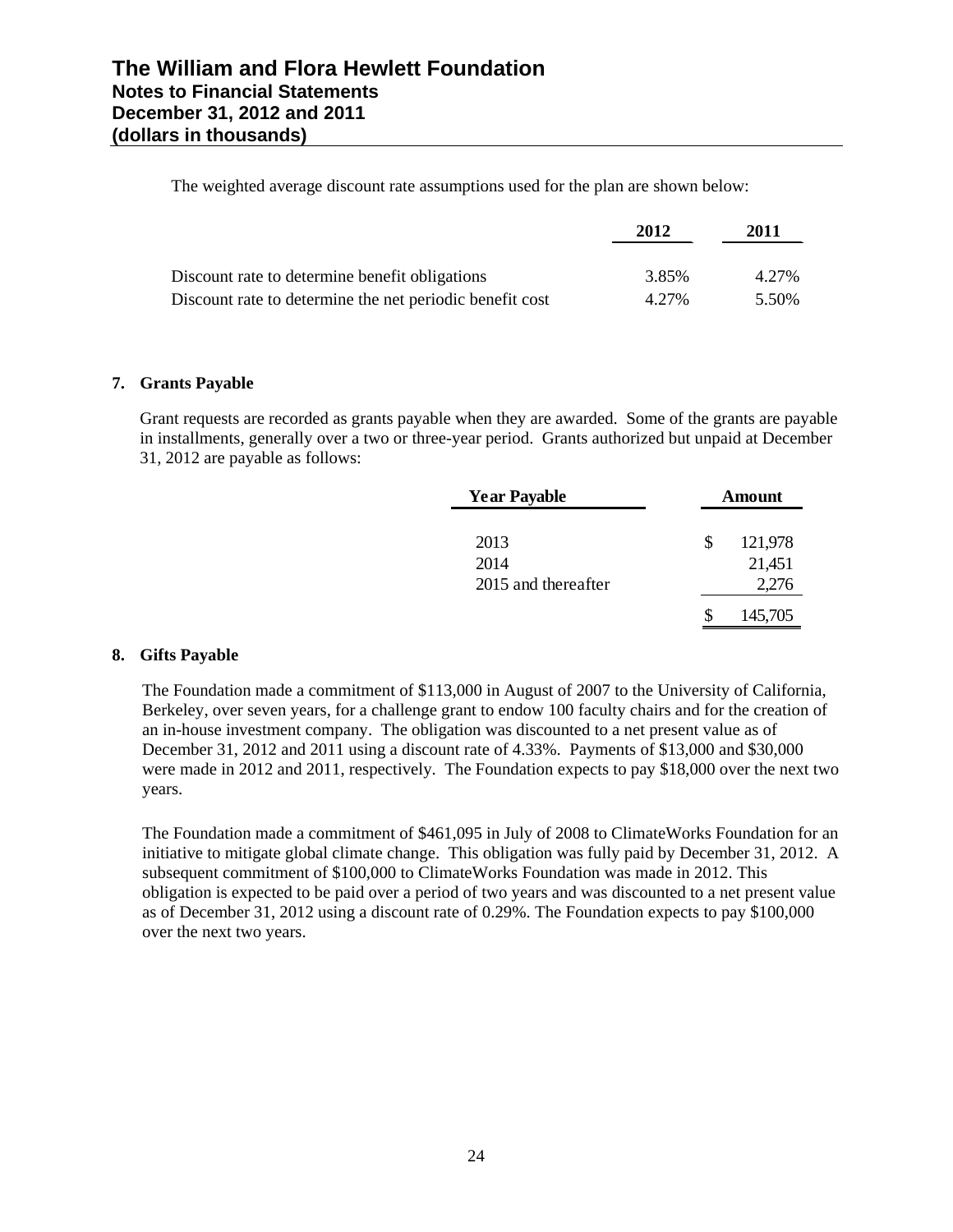The weighted average discount rate assumptions used for the plan are shown below:

| | 2012 | 2011 |
|---|---|---|
| Discount rate to determine benefit obligations | 3.85% | 4.27% |
| Discount rate to determine the net periodic benefit cost | 4.27% | 5.50% |

## 7. Grants Payable

Grant requests are recorded as grants payable when they are awarded. Some of the grants are payable in installments, generally over a two or three-year period. Grants authorized but unpaid at December 31, 2012 are payable as follows:

| Year Payable | Amount |
|---|---|
| 2013 | $ 121,978 |
| 2014 | 21,451 |
| 2015 and thereafter | 2,276 |
| | $ 145,705 |

## 8. Gifts Payable

The Foundation made a commitment of $113,000 in August of 2007 to the University of California, Berkeley, over seven years, for a challenge grant to endow 100 faculty chairs and for the creation of an in-house investment company. The obligation was discounted to a net present value as of December 31, 2012 and 2011 using a discount rate of 4.33%. Payments of $13,000 and $30,000 were made in 2012 and 2011, respectively. The Foundation expects to pay $18,000 over the next two years.

The Foundation made a commitment of $461,095 in July of 2008 to ClimateWorks Foundation for an initiative to mitigate global climate change. This obligation was fully paid by December 31, 2012. A subsequent commitment of $100,000 to ClimateWorks Foundation was made in 2012. This obligation is expected to be paid over a period of two years and was discounted to a net present value as of December 31, 2012 using a discount rate of 0.29%. The Foundation expects to pay $100,000 over the next two years.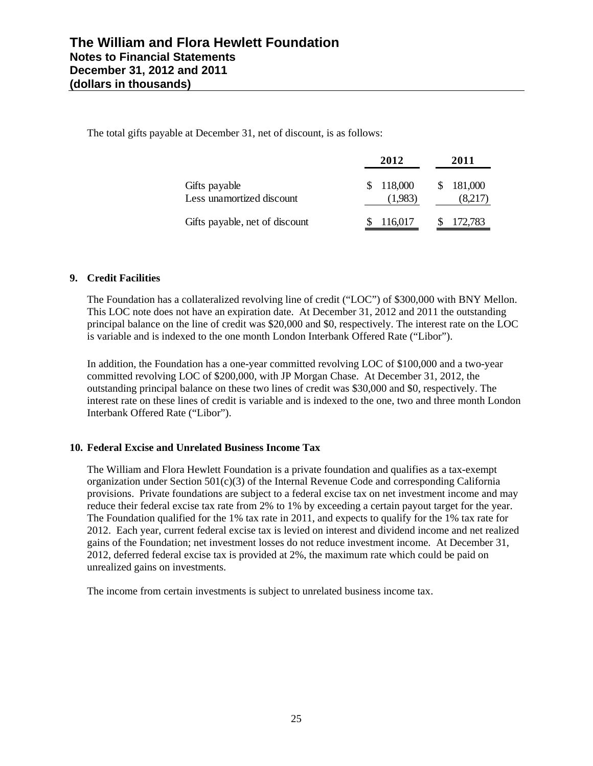The total gifts payable at December 31, net of discount, is as follows:

| | 2012 | 2011 |
|---|---|---|
| Gifts payable | $ 118,000 | $ 181,000 |
| Less unamortized discount | (1,983) | (8,217) |
| Gifts payable, net of discount | $ 116,017 | $ 172,783 |

**9. Credit Facilities**

The Foundation has a collateralized revolving line of credit ("LOC") of $300,000 with BNY Mellon. This LOC note does not have an expiration date. At December 31, 2012 and 2011 the outstanding principal balance on the line of credit was $20,000 and $0, respectively. The interest rate on the LOC is variable and is indexed to the one month London Interbank Offered Rate ("Libor").

In addition, the Foundation has a one-year committed revolving LOC of $100,000 and a two-year committed revolving LOC of $200,000, with JP Morgan Chase. At December 31, 2012, the outstanding principal balance on these two lines of credit was $30,000 and $0, respectively. The interest rate on these lines of credit is variable and is indexed to the one, two and three month London Interbank Offered Rate ("Libor").

**10. Federal Excise and Unrelated Business Income Tax**

The William and Flora Hewlett Foundation is a private foundation and qualifies as a tax-exempt organization under Section 501(c)(3) of the Internal Revenue Code and corresponding California provisions. Private foundations are subject to a federal excise tax on net investment income and may reduce their federal excise tax rate from 2% to 1% by exceeding a certain payout target for the year. The Foundation qualified for the 1% tax rate in 2011, and expects to qualify for the 1% tax rate for 2012. Each year, current federal excise tax is levied on interest and dividend income and net realized gains of the Foundation; net investment losses do not reduce investment income. At December 31, 2012, deferred federal excise tax is provided at 2%, the maximum rate which could be paid on unrealized gains on investments.

The income from certain investments is subject to unrelated business income tax.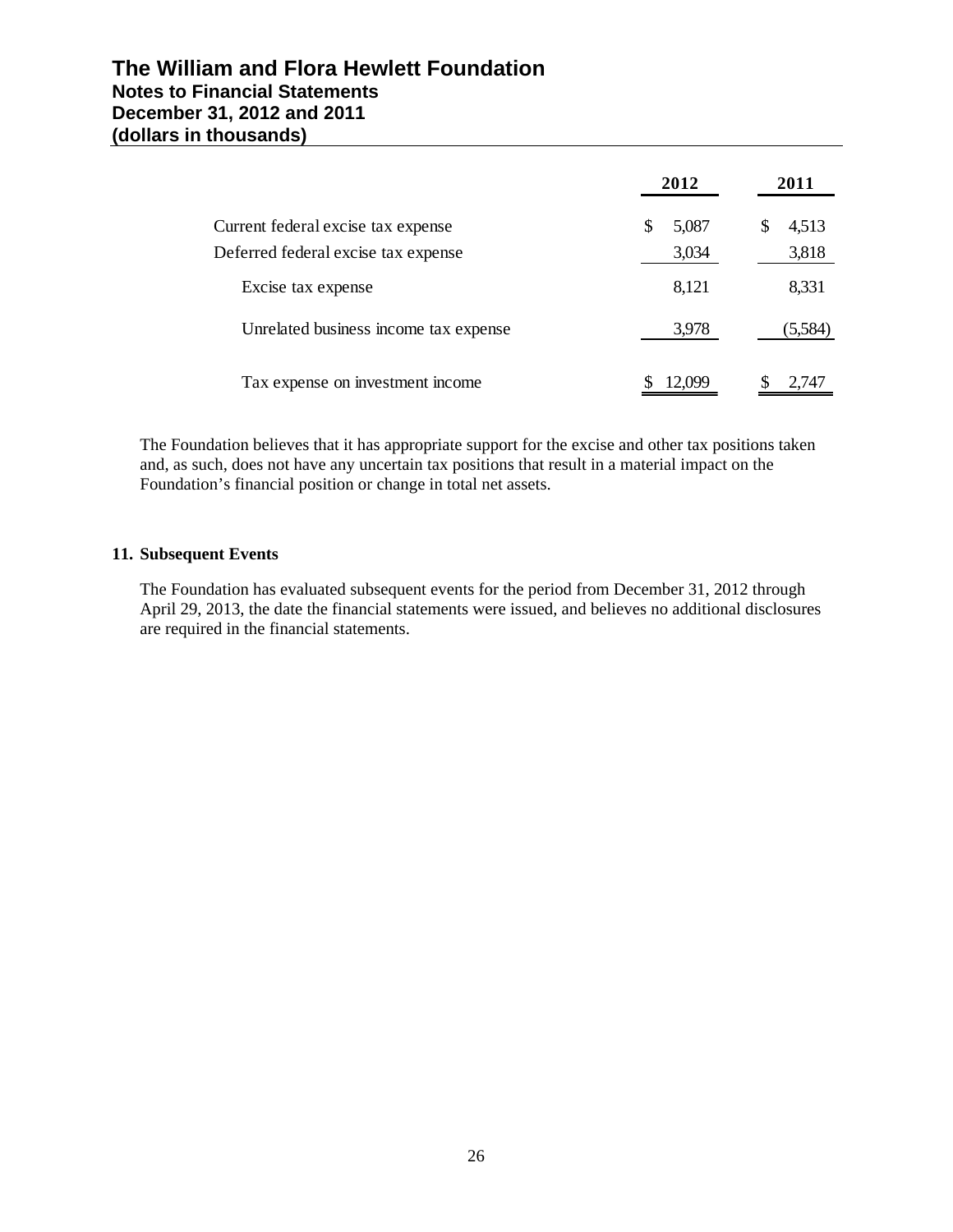| | 2012 | 2011 |
|---|---|---|
| Current federal excise tax expense | $ 5,087 | $ 4,513 |
| Deferred federal excise tax expense | 3,034 | 3,818 |
| Excise tax expense | 8,121 | 8,331 |
| Unrelated business income tax expense | 3,978 | (5,584) |
| Tax expense on investment income | $ 12,099 | $ 2,747 |

The Foundation believes that it has appropriate support for the excise and other tax positions taken and, as such, does not have any uncertain tax positions that result in a material impact on the Foundation's financial position or change in total net assets.

## 11. Subsequent Events

The Foundation has evaluated subsequent events for the period from December 31, 2012 through April 29, 2013, the date the financial statements were issued, and believes no additional disclosures are required in the financial statements.